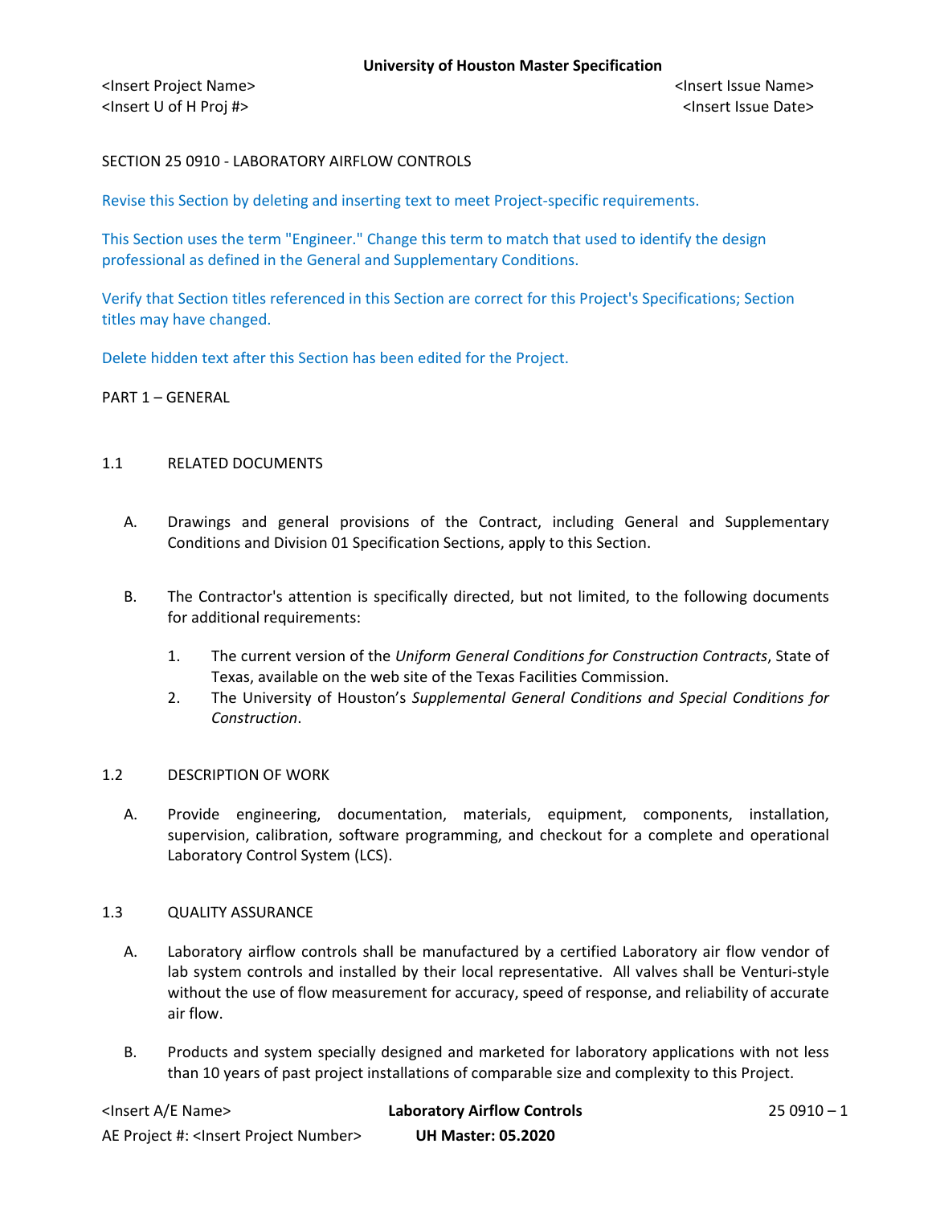SECTION 25 0910 - LABORATORY AIRFLOW CONTROLS

Revise this Section by deleting and inserting text to meet Project-specific requirements.

This Section uses the term "Engineer." Change this term to match that used to identify the design professional as defined in the General and Supplementary Conditions.

Verify that Section titles referenced in this Section are correct for this Project's Specifications; Section titles may have changed.

Delete hidden text after this Section has been edited for the Project.

## PART 1 – GENERAL

### 1.1 RELATED DOCUMENTS

A. Drawings and general provisions of the Contract, including General and Supplementary Conditions and Division 01 Specification Sections, apply to this Section.

B. The Contractor's attention is specifically directed, but not limited, to the following documents for additional requirements:

1. The current version of the *Uniform General Conditions for Construction Contracts*, State of Texas, available on the web site of the Texas Facilities Commission.
2. The University of Houston's *Supplemental General Conditions and Special Conditions for Construction*.

### 1.2 DESCRIPTION OF WORK

A. Provide engineering, documentation, materials, equipment, components, installation, supervision, calibration, software programming, and checkout for a complete and operational Laboratory Control System (LCS).

### 1.3 QUALITY ASSURANCE

A. Laboratory airflow controls shall be manufactured by a certified Laboratory air flow vendor of lab system controls and installed by their local representative. All valves shall be Venturi-style without the use of flow measurement for accuracy, speed of response, and reliability of accurate air flow.

B. Products and system specially designed and marketed for laboratory applications with not less than 10 years of past project installations of comparable size and complexity to this Project.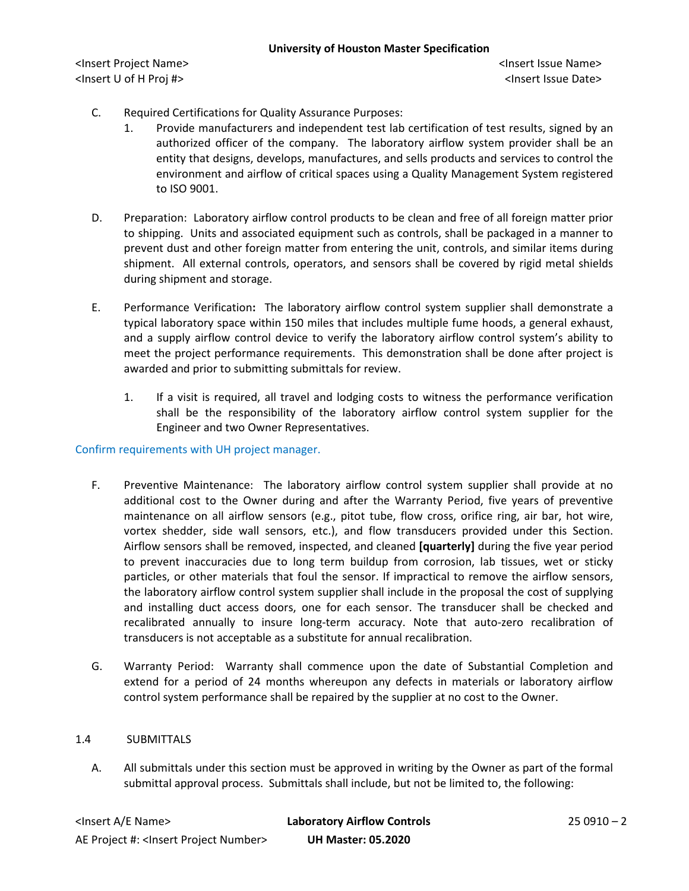C. Required Certifications for Quality Assurance Purposes:
   1. Provide manufacturers and independent test lab certification of test results, signed by an authorized officer of the company. The laboratory airflow system provider shall be an entity that designs, develops, manufactures, and sells products and services to control the environment and airflow of critical spaces using a Quality Management System registered to ISO 9001.

D. Preparation: Laboratory airflow control products to be clean and free of all foreign matter prior to shipping. Units and associated equipment such as controls, shall be packaged in a manner to prevent dust and other foreign matter from entering the unit, controls, and similar items during shipment. All external controls, operators, and sensors shall be covered by rigid metal shields during shipment and storage.

E. Performance Verification**:** The laboratory airflow control system supplier shall demonstrate a typical laboratory space within 150 miles that includes multiple fume hoods, a general exhaust, and a supply airflow control device to verify the laboratory airflow control system's ability to meet the project performance requirements. This demonstration shall be done after project is awarded and prior to submitting submittals for review.

   1. If a visit is required, all travel and lodging costs to witness the performance verification shall be the responsibility of the laboratory airflow control system supplier for the Engineer and two Owner Representatives.

Confirm requirements with UH project manager.

F. Preventive Maintenance: The laboratory airflow control system supplier shall provide at no additional cost to the Owner during and after the Warranty Period, five years of preventive maintenance on all airflow sensors (e.g., pitot tube, flow cross, orifice ring, air bar, hot wire, vortex shedder, side wall sensors, etc.), and flow transducers provided under this Section. Airflow sensors shall be removed, inspected, and cleaned **[quarterly]** during the five year period to prevent inaccuracies due to long term buildup from corrosion, lab tissues, wet or sticky particles, or other materials that foul the sensor. If impractical to remove the airflow sensors, the laboratory airflow control system supplier shall include in the proposal the cost of supplying and installing duct access doors, one for each sensor. The transducer shall be checked and recalibrated annually to insure long-term accuracy. Note that auto-zero recalibration of transducers is not acceptable as a substitute for annual recalibration.

G. Warranty Period: Warranty shall commence upon the date of Substantial Completion and extend for a period of 24 months whereupon any defects in materials or laboratory airflow control system performance shall be repaired by the supplier at no cost to the Owner.

## 1.4 SUBMITTALS

A. All submittals under this section must be approved in writing by the Owner as part of the formal submittal approval process. Submittals shall include, but not be limited to, the following: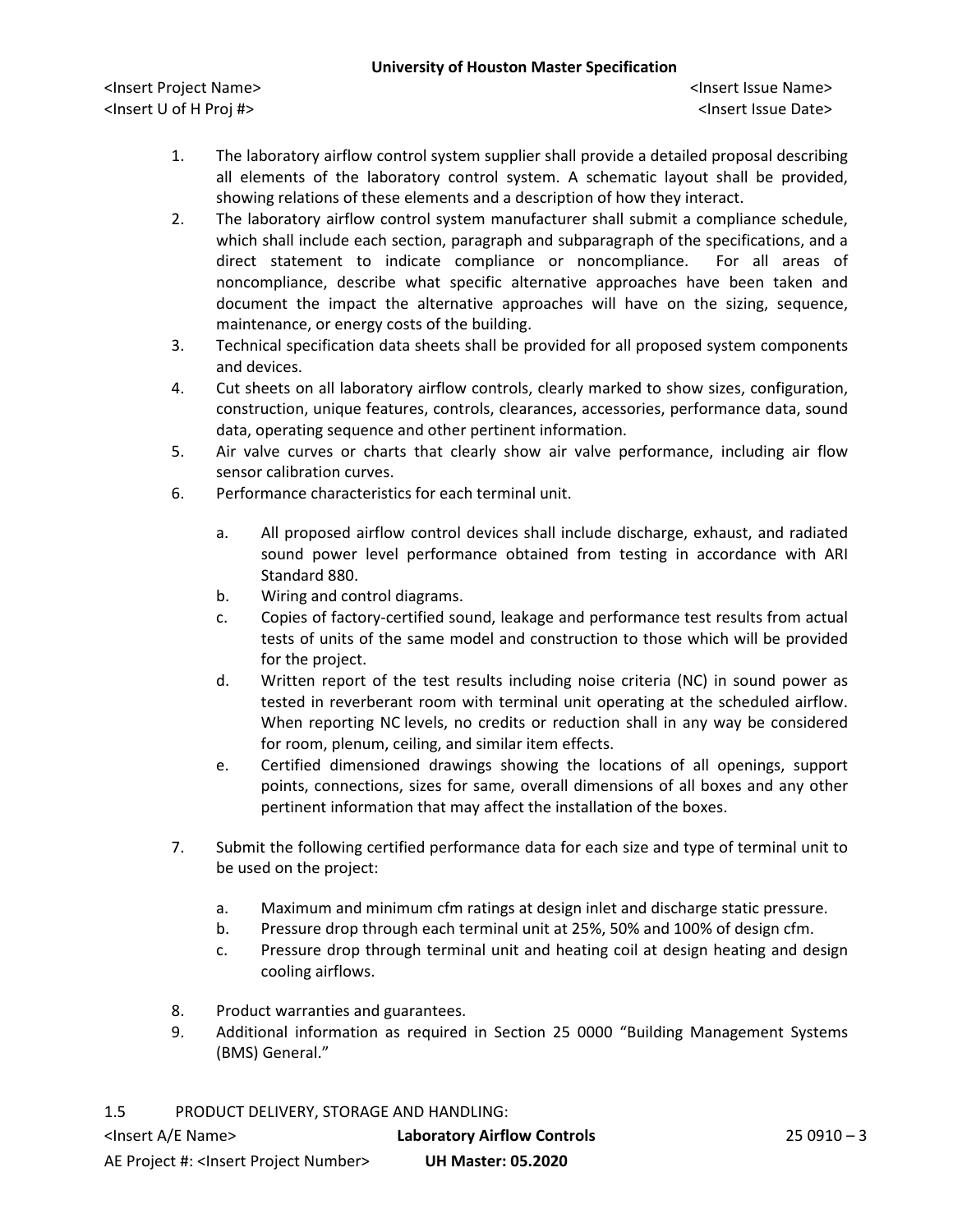1. The laboratory airflow control system supplier shall provide a detailed proposal describing all elements of the laboratory control system. A schematic layout shall be provided, showing relations of these elements and a description of how they interact.
2. The laboratory airflow control system manufacturer shall submit a compliance schedule, which shall include each section, paragraph and subparagraph of the specifications, and a direct statement to indicate compliance or noncompliance. For all areas of noncompliance, describe what specific alternative approaches have been taken and document the impact the alternative approaches will have on the sizing, sequence, maintenance, or energy costs of the building.
3. Technical specification data sheets shall be provided for all proposed system components and devices.
4. Cut sheets on all laboratory airflow controls, clearly marked to show sizes, configuration, construction, unique features, controls, clearances, accessories, performance data, sound data, operating sequence and other pertinent information.
5. Air valve curves or charts that clearly show air valve performance, including air flow sensor calibration curves.
6. Performance characteristics for each terminal unit.
   a. All proposed airflow control devices shall include discharge, exhaust, and radiated sound power level performance obtained from testing in accordance with ARI Standard 880.
   b. Wiring and control diagrams.
   c. Copies of factory-certified sound, leakage and performance test results from actual tests of units of the same model and construction to those which will be provided for the project.
   d. Written report of the test results including noise criteria (NC) in sound power as tested in reverberant room with terminal unit operating at the scheduled airflow. When reporting NC levels, no credits or reduction shall in any way be considered for room, plenum, ceiling, and similar item effects.
   e. Certified dimensioned drawings showing the locations of all openings, support points, connections, sizes for same, overall dimensions of all boxes and any other pertinent information that may affect the installation of the boxes.
7. Submit the following certified performance data for each size and type of terminal unit to be used on the project:
   a. Maximum and minimum cfm ratings at design inlet and discharge static pressure.
   b. Pressure drop through each terminal unit at 25%, 50% and 100% of design cfm.
   c. Pressure drop through terminal unit and heating coil at design heating and design cooling airflows.
8. Product warranties and guarantees.
9. Additional information as required in Section 25 0000 "Building Management Systems (BMS) General."

1.5 PRODUCT DELIVERY, STORAGE AND HANDLING: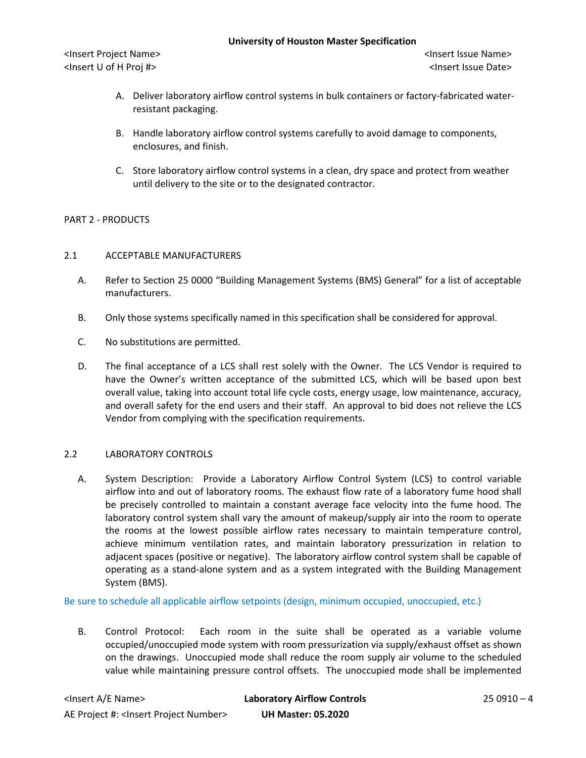A. Deliver laboratory airflow control systems in bulk containers or factory-fabricated water-resistant packaging.

B. Handle laboratory airflow control systems carefully to avoid damage to components, enclosures, and finish.

C. Store laboratory airflow control systems in a clean, dry space and protect from weather until delivery to the site or to the designated contractor.

## PART 2 - PRODUCTS

### 2.1 ACCEPTABLE MANUFACTURERS

A. Refer to Section 25 0000 "Building Management Systems (BMS) General" for a list of acceptable manufacturers.

B. Only those systems specifically named in this specification shall be considered for approval.

C. No substitutions are permitted.

D. The final acceptance of a LCS shall rest solely with the Owner. The LCS Vendor is required to have the Owner's written acceptance of the submitted LCS, which will be based upon best overall value, taking into account total life cycle costs, energy usage, low maintenance, accuracy, and overall safety for the end users and their staff. An approval to bid does not relieve the LCS Vendor from complying with the specification requirements.

### 2.2 LABORATORY CONTROLS

A. System Description: Provide a Laboratory Airflow Control System (LCS) to control variable airflow into and out of laboratory rooms. The exhaust flow rate of a laboratory fume hood shall be precisely controlled to maintain a constant average face velocity into the fume hood. The laboratory control system shall vary the amount of makeup/supply air into the room to operate the rooms at the lowest possible airflow rates necessary to maintain temperature control, achieve minimum ventilation rates, and maintain laboratory pressurization in relation to adjacent spaces (positive or negative). The laboratory airflow control system shall be capable of operating as a stand-alone system and as a system integrated with the Building Management System (BMS).

Be sure to schedule all applicable airflow setpoints (design, minimum occupied, unoccupied, etc.)

B. Control Protocol: Each room in the suite shall be operated as a variable volume occupied/unoccupied mode system with room pressurization via supply/exhaust offset as shown on the drawings. Unoccupied mode shall reduce the room supply air volume to the scheduled value while maintaining pressure control offsets. The unoccupied mode shall be implemented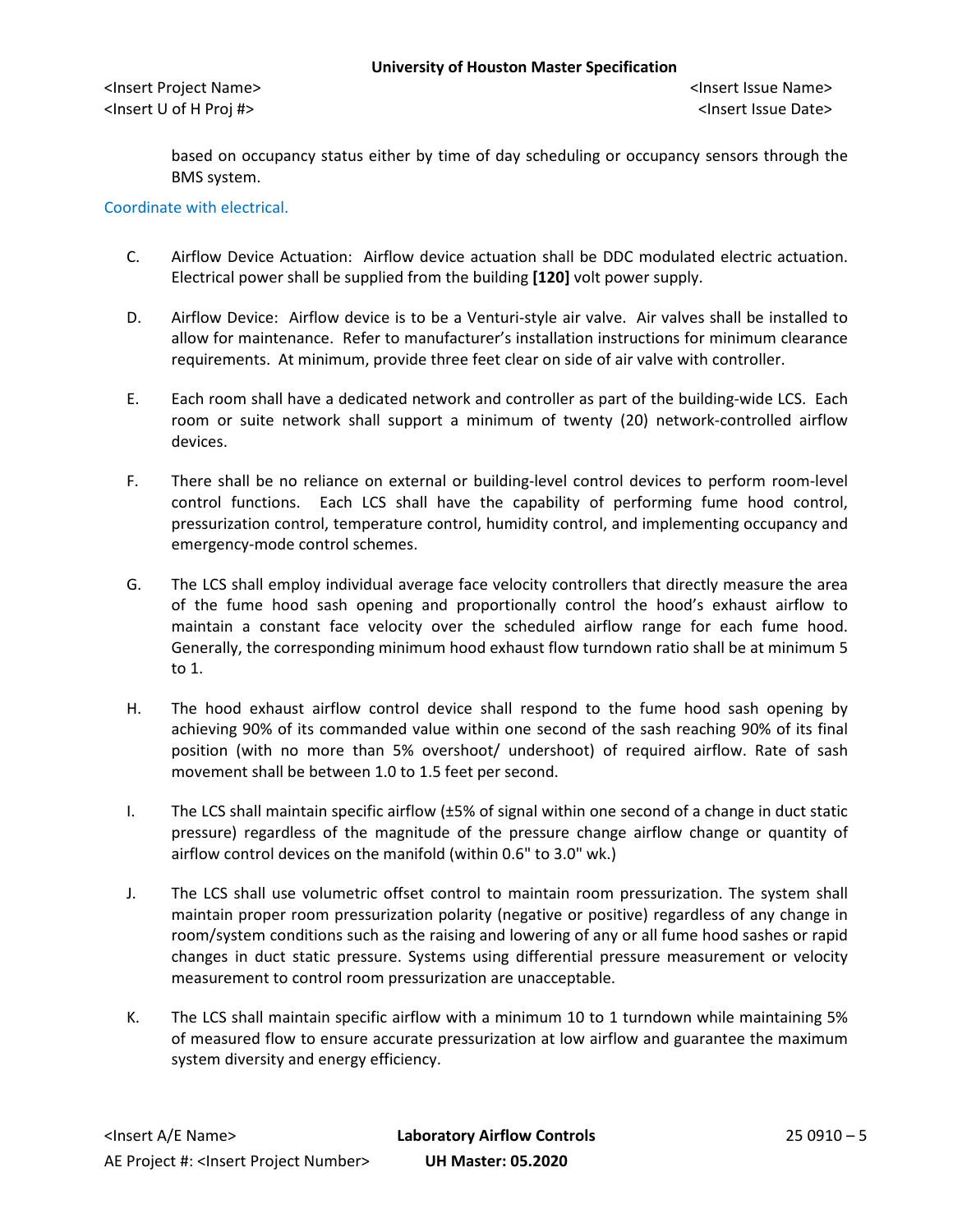based on occupancy status either by time of day scheduling or occupancy sensors through the BMS system.

Coordinate with electrical.

C. Airflow Device Actuation: Airflow device actuation shall be DDC modulated electric actuation. Electrical power shall be supplied from the building **[120]** volt power supply.

D. Airflow Device: Airflow device is to be a Venturi-style air valve. Air valves shall be installed to allow for maintenance. Refer to manufacturer's installation instructions for minimum clearance requirements. At minimum, provide three feet clear on side of air valve with controller.

E. Each room shall have a dedicated network and controller as part of the building-wide LCS. Each room or suite network shall support a minimum of twenty (20) network-controlled airflow devices.

F. There shall be no reliance on external or building-level control devices to perform room-level control functions. Each LCS shall have the capability of performing fume hood control, pressurization control, temperature control, humidity control, and implementing occupancy and emergency-mode control schemes.

G. The LCS shall employ individual average face velocity controllers that directly measure the area of the fume hood sash opening and proportionally control the hood's exhaust airflow to maintain a constant face velocity over the scheduled airflow range for each fume hood. Generally, the corresponding minimum hood exhaust flow turndown ratio shall be at minimum 5 to 1.

H. The hood exhaust airflow control device shall respond to the fume hood sash opening by achieving 90% of its commanded value within one second of the sash reaching 90% of its final position (with no more than 5% overshoot/ undershoot) of required airflow. Rate of sash movement shall be between 1.0 to 1.5 feet per second.

I. The LCS shall maintain specific airflow (±5% of signal within one second of a change in duct static pressure) regardless of the magnitude of the pressure change airflow change or quantity of airflow control devices on the manifold (within 0.6" to 3.0" wk.)

J. The LCS shall use volumetric offset control to maintain room pressurization. The system shall maintain proper room pressurization polarity (negative or positive) regardless of any change in room/system conditions such as the raising and lowering of any or all fume hood sashes or rapid changes in duct static pressure. Systems using differential pressure measurement or velocity measurement to control room pressurization are unacceptable.

K. The LCS shall maintain specific airflow with a minimum 10 to 1 turndown while maintaining 5% of measured flow to ensure accurate pressurization at low airflow and guarantee the maximum system diversity and energy efficiency.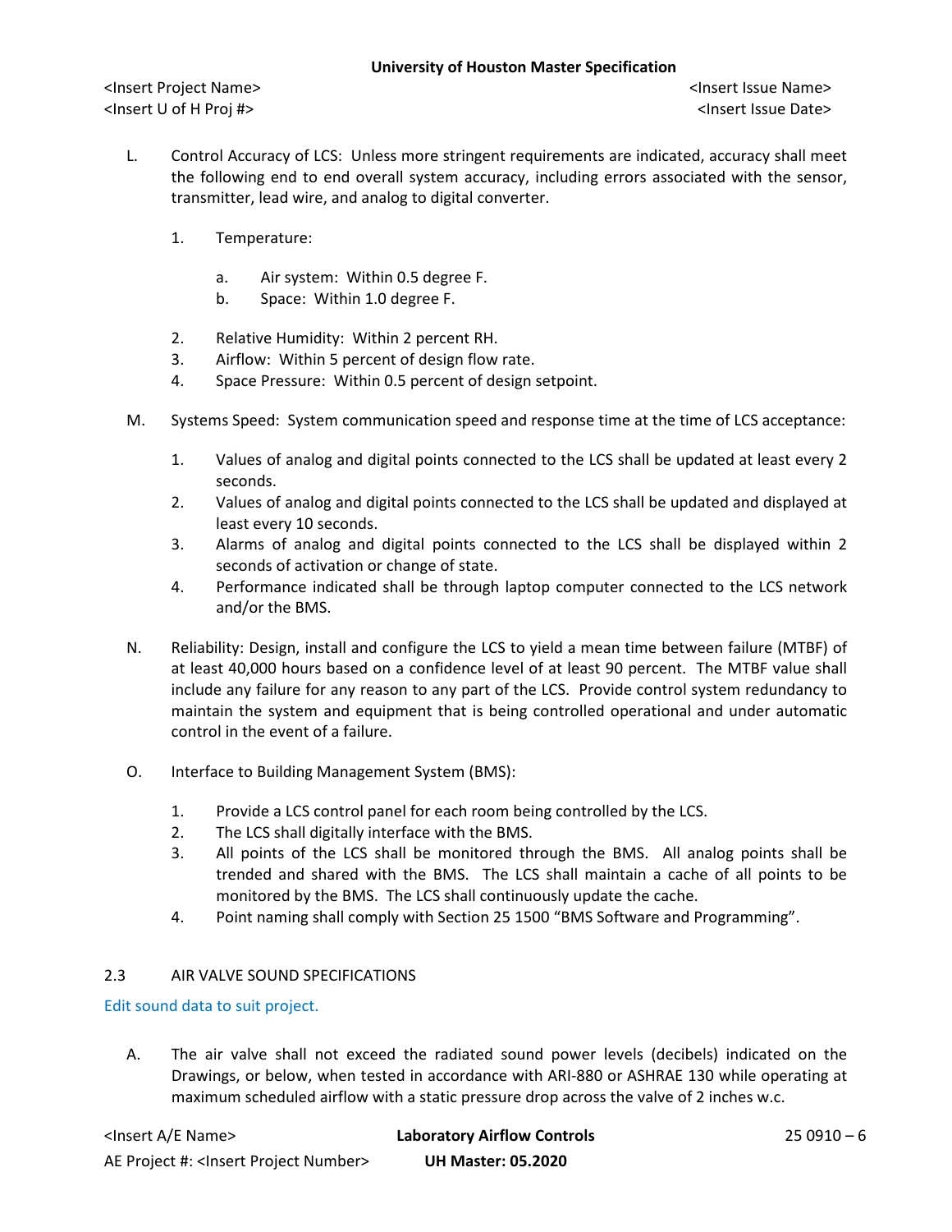L. Control Accuracy of LCS: Unless more stringent requirements are indicated, accuracy shall meet the following end to end overall system accuracy, including errors associated with the sensor, transmitter, lead wire, and analog to digital converter.

1. Temperature:

   a. Air system: Within 0.5 degree F.
   b. Space: Within 1.0 degree F.

2. Relative Humidity: Within 2 percent RH.
3. Airflow: Within 5 percent of design flow rate.
4. Space Pressure: Within 0.5 percent of design setpoint.

M. Systems Speed: System communication speed and response time at the time of LCS acceptance:

1. Values of analog and digital points connected to the LCS shall be updated at least every 2 seconds.
2. Values of analog and digital points connected to the LCS shall be updated and displayed at least every 10 seconds.
3. Alarms of analog and digital points connected to the LCS shall be displayed within 2 seconds of activation or change of state.
4. Performance indicated shall be through laptop computer connected to the LCS network and/or the BMS.

N. Reliability: Design, install and configure the LCS to yield a mean time between failure (MTBF) of at least 40,000 hours based on a confidence level of at least 90 percent. The MTBF value shall include any failure for any reason to any part of the LCS. Provide control system redundancy to maintain the system and equipment that is being controlled operational and under automatic control in the event of a failure.

O. Interface to Building Management System (BMS):

1. Provide a LCS control panel for each room being controlled by the LCS.
2. The LCS shall digitally interface with the BMS.
3. All points of the LCS shall be monitored through the BMS. All analog points shall be trended and shared with the BMS. The LCS shall maintain a cache of all points to be monitored by the BMS. The LCS shall continuously update the cache.
4. Point naming shall comply with Section 25 1500 "BMS Software and Programming".

## 2.3 AIR VALVE SOUND SPECIFICATIONS

Edit sound data to suit project.

A. The air valve shall not exceed the radiated sound power levels (decibels) indicated on the Drawings, or below, when tested in accordance with ARI-880 or ASHRAE 130 while operating at maximum scheduled airflow with a static pressure drop across the valve of 2 inches w.c.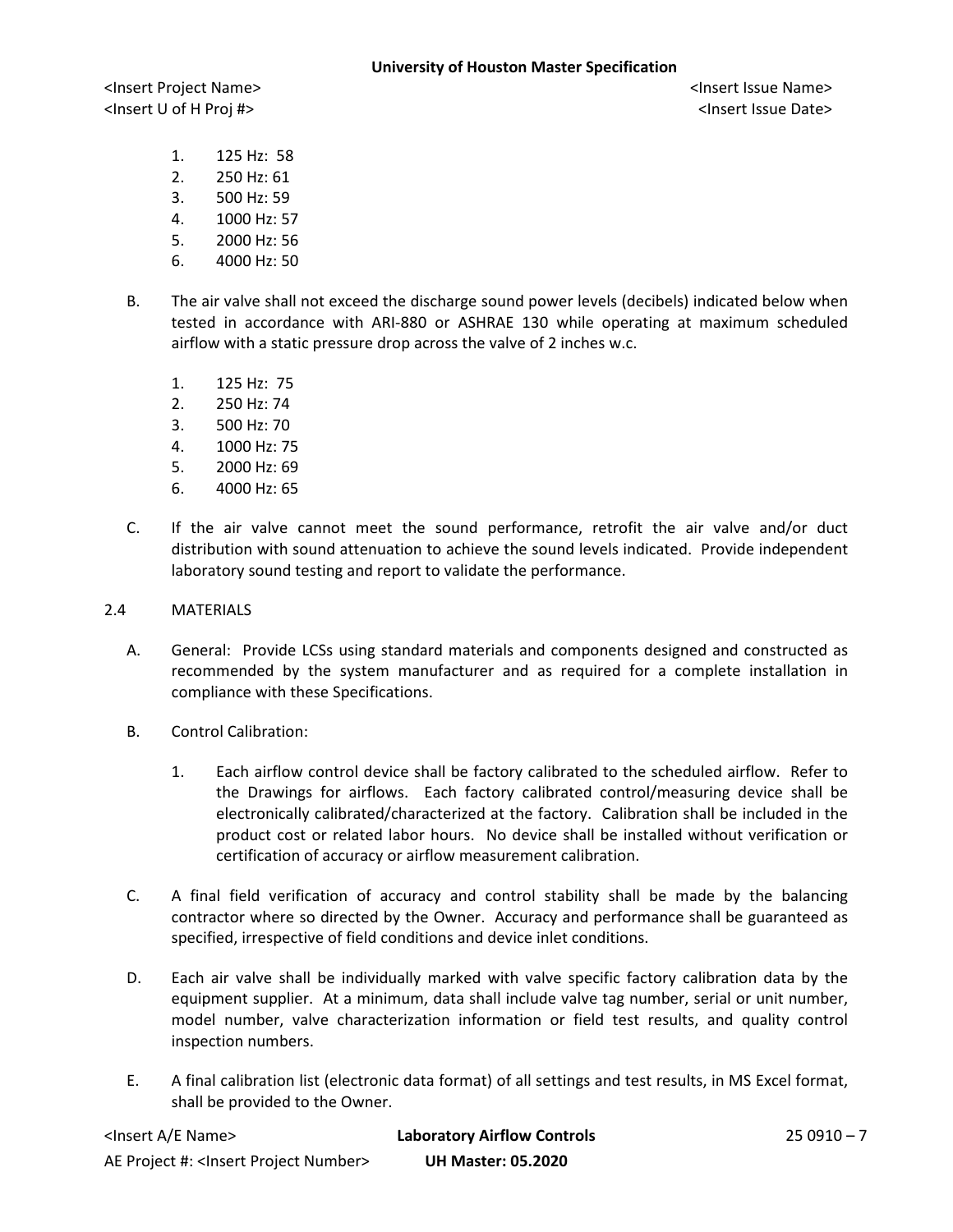1. 125 Hz: 58
2. 250 Hz: 61
3. 500 Hz: 59
4. 1000 Hz: 57
5. 2000 Hz: 56
6. 4000 Hz: 50

B. The air valve shall not exceed the discharge sound power levels (decibels) indicated below when tested in accordance with ARI-880 or ASHRAE 130 while operating at maximum scheduled airflow with a static pressure drop across the valve of 2 inches w.c.

1. 125 Hz: 75
2. 250 Hz: 74
3. 500 Hz: 70
4. 1000 Hz: 75
5. 2000 Hz: 69
6. 4000 Hz: 65

C. If the air valve cannot meet the sound performance, retrofit the air valve and/or duct distribution with sound attenuation to achieve the sound levels indicated. Provide independent laboratory sound testing and report to validate the performance.

## 2.4 MATERIALS

A. General: Provide LCSs using standard materials and components designed and constructed as recommended by the system manufacturer and as required for a complete installation in compliance with these Specifications.

B. Control Calibration:

1. Each airflow control device shall be factory calibrated to the scheduled airflow. Refer to the Drawings for airflows. Each factory calibrated control/measuring device shall be electronically calibrated/characterized at the factory. Calibration shall be included in the product cost or related labor hours. No device shall be installed without verification or certification of accuracy or airflow measurement calibration.

C. A final field verification of accuracy and control stability shall be made by the balancing contractor where so directed by the Owner. Accuracy and performance shall be guaranteed as specified, irrespective of field conditions and device inlet conditions.

D. Each air valve shall be individually marked with valve specific factory calibration data by the equipment supplier. At a minimum, data shall include valve tag number, serial or unit number, model number, valve characterization information or field test results, and quality control inspection numbers.

E. A final calibration list (electronic data format) of all settings and test results, in MS Excel format, shall be provided to the Owner.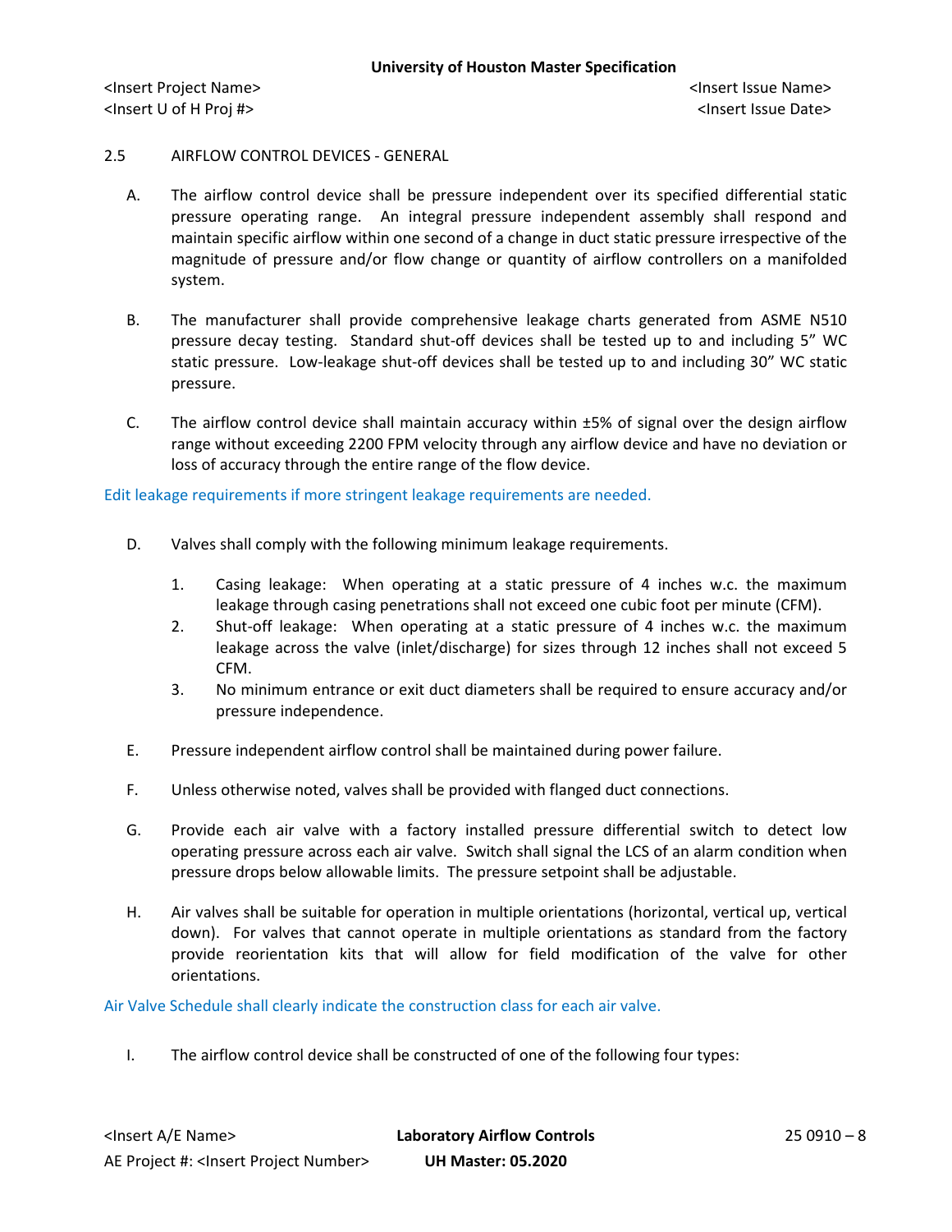2.5 AIRFLOW CONTROL DEVICES - GENERAL

A. The airflow control device shall be pressure independent over its specified differential static pressure operating range. An integral pressure independent assembly shall respond and maintain specific airflow within one second of a change in duct static pressure irrespective of the magnitude of pressure and/or flow change or quantity of airflow controllers on a manifolded system.

B. The manufacturer shall provide comprehensive leakage charts generated from ASME N510 pressure decay testing. Standard shut-off devices shall be tested up to and including 5" WC static pressure. Low-leakage shut-off devices shall be tested up to and including 30" WC static pressure.

C. The airflow control device shall maintain accuracy within ±5% of signal over the design airflow range without exceeding 2200 FPM velocity through any airflow device and have no deviation or loss of accuracy through the entire range of the flow device.

Edit leakage requirements if more stringent leakage requirements are needed.

D. Valves shall comply with the following minimum leakage requirements.

1. Casing leakage: When operating at a static pressure of 4 inches w.c. the maximum leakage through casing penetrations shall not exceed one cubic foot per minute (CFM).
2. Shut-off leakage: When operating at a static pressure of 4 inches w.c. the maximum leakage across the valve (inlet/discharge) for sizes through 12 inches shall not exceed 5 CFM.
3. No minimum entrance or exit duct diameters shall be required to ensure accuracy and/or pressure independence.

E. Pressure independent airflow control shall be maintained during power failure.

F. Unless otherwise noted, valves shall be provided with flanged duct connections.

G. Provide each air valve with a factory installed pressure differential switch to detect low operating pressure across each air valve. Switch shall signal the LCS of an alarm condition when pressure drops below allowable limits. The pressure setpoint shall be adjustable.

H. Air valves shall be suitable for operation in multiple orientations (horizontal, vertical up, vertical down). For valves that cannot operate in multiple orientations as standard from the factory provide reorientation kits that will allow for field modification of the valve for other orientations.

Air Valve Schedule shall clearly indicate the construction class for each air valve.

I. The airflow control device shall be constructed of one of the following four types: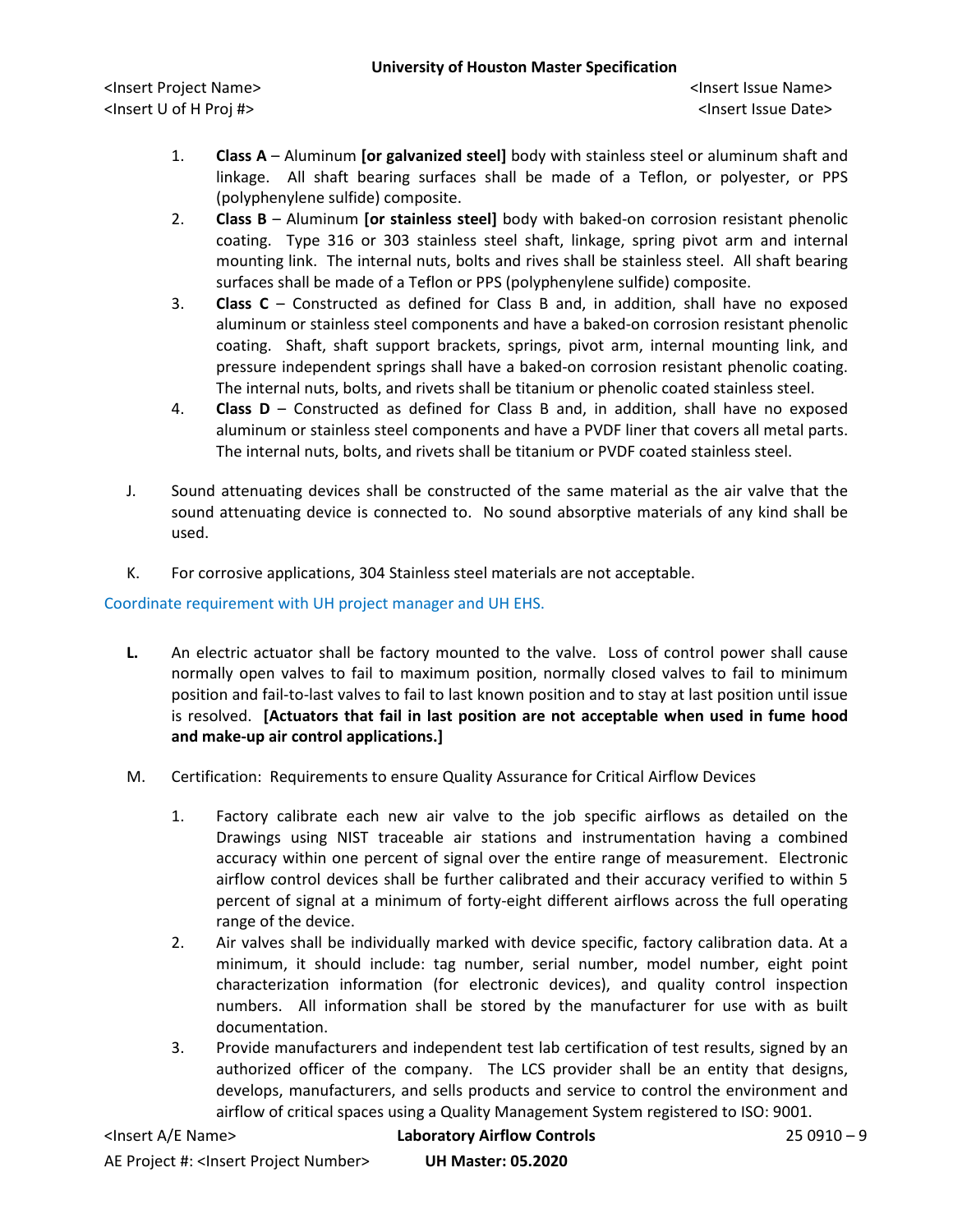1. **Class A** – Aluminum **[or galvanized steel]** body with stainless steel or aluminum shaft and linkage. All shaft bearing surfaces shall be made of a Teflon, or polyester, or PPS (polyphenylene sulfide) composite.
2. **Class B** – Aluminum **[or stainless steel]** body with baked-on corrosion resistant phenolic coating. Type 316 or 303 stainless steel shaft, linkage, spring pivot arm and internal mounting link. The internal nuts, bolts and rives shall be stainless steel. All shaft bearing surfaces shall be made of a Teflon or PPS (polyphenylene sulfide) composite.
3. **Class C** – Constructed as defined for Class B and, in addition, shall have no exposed aluminum or stainless steel components and have a baked-on corrosion resistant phenolic coating. Shaft, shaft support brackets, springs, pivot arm, internal mounting link, and pressure independent springs shall have a baked-on corrosion resistant phenolic coating. The internal nuts, bolts, and rivets shall be titanium or phenolic coated stainless steel.
4. **Class D** – Constructed as defined for Class B and, in addition, shall have no exposed aluminum or stainless steel components and have a PVDF liner that covers all metal parts. The internal nuts, bolts, and rivets shall be titanium or PVDF coated stainless steel.

J. Sound attenuating devices shall be constructed of the same material as the air valve that the sound attenuating device is connected to. No sound absorptive materials of any kind shall be used.

K. For corrosive applications, 304 Stainless steel materials are not acceptable.

Coordinate requirement with UH project manager and UH EHS.

**L.** An electric actuator shall be factory mounted to the valve. Loss of control power shall cause normally open valves to fail to maximum position, normally closed valves to fail to minimum position and fail-to-last valves to fail to last known position and to stay at last position until issue is resolved. **[Actuators that fail in last position are not acceptable when used in fume hood and make-up air control applications.]**

M. Certification: Requirements to ensure Quality Assurance for Critical Airflow Devices

1. Factory calibrate each new air valve to the job specific airflows as detailed on the Drawings using NIST traceable air stations and instrumentation having a combined accuracy within one percent of signal over the entire range of measurement. Electronic airflow control devices shall be further calibrated and their accuracy verified to within 5 percent of signal at a minimum of forty-eight different airflows across the full operating range of the device.
2. Air valves shall be individually marked with device specific, factory calibration data. At a minimum, it should include: tag number, serial number, model number, eight point characterization information (for electronic devices), and quality control inspection numbers. All information shall be stored by the manufacturer for use with as built documentation.
3. Provide manufacturers and independent test lab certification of test results, signed by an authorized officer of the company. The LCS provider shall be an entity that designs, develops, manufacturers, and sells products and service to control the environment and airflow of critical spaces using a Quality Management System registered to ISO: 9001.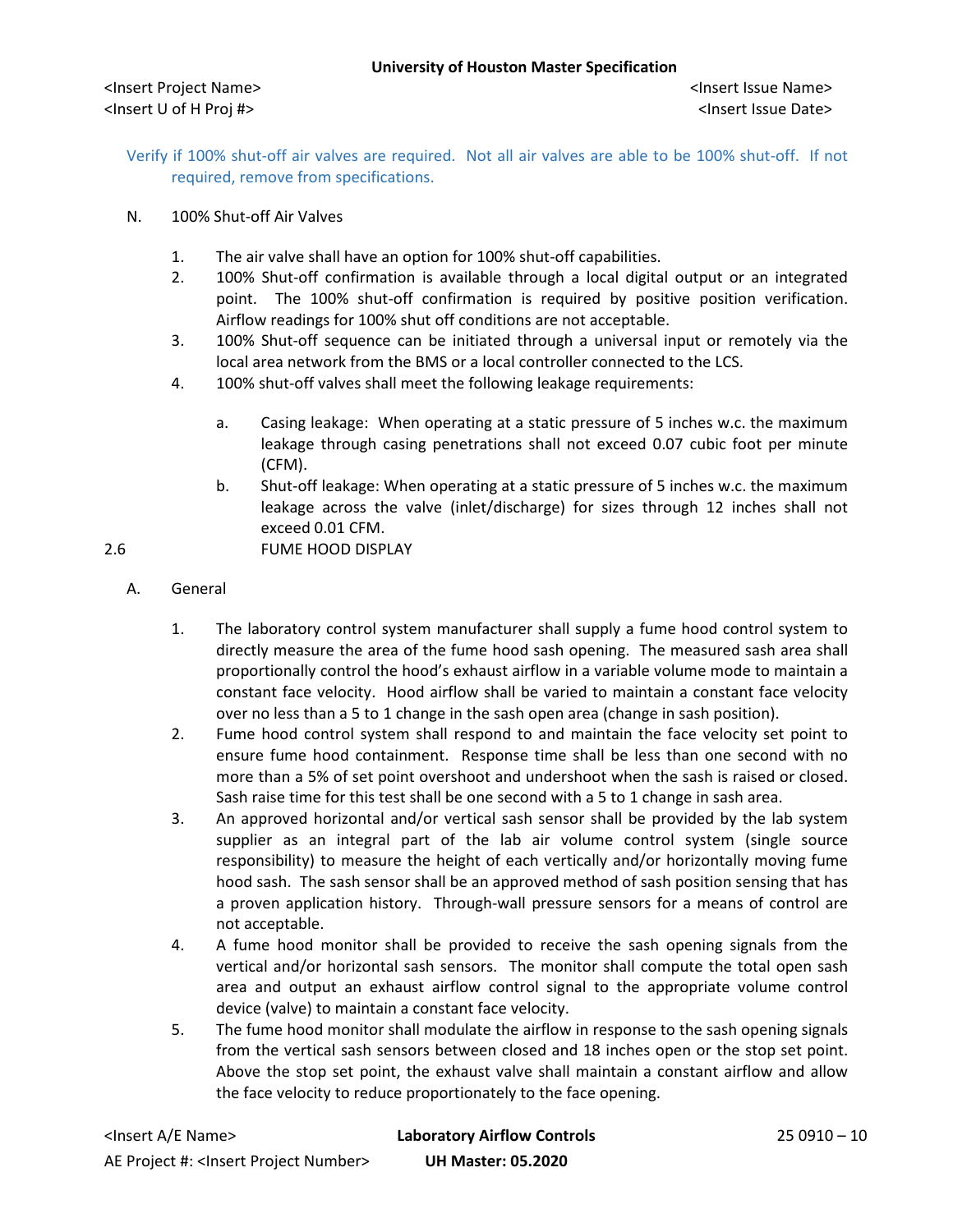Verify if 100% shut-off air valves are required. Not all air valves are able to be 100% shut-off. If not required, remove from specifications.

N. 100% Shut-off Air Valves

1. The air valve shall have an option for 100% shut-off capabilities.
2. 100% Shut-off confirmation is available through a local digital output or an integrated point. The 100% shut-off confirmation is required by positive position verification. Airflow readings for 100% shut off conditions are not acceptable.
3. 100% Shut-off sequence can be initiated through a universal input or remotely via the local area network from the BMS or a local controller connected to the LCS.
4. 100% shut-off valves shall meet the following leakage requirements:

   a. Casing leakage: When operating at a static pressure of 5 inches w.c. the maximum leakage through casing penetrations shall not exceed 0.07 cubic foot per minute (CFM).

   b. Shut-off leakage: When operating at a static pressure of 5 inches w.c. the maximum leakage across the valve (inlet/discharge) for sizes through 12 inches shall not exceed 0.01 CFM.

## 2.6 FUME HOOD DISPLAY

A. General

1. The laboratory control system manufacturer shall supply a fume hood control system to directly measure the area of the fume hood sash opening. The measured sash area shall proportionally control the hood's exhaust airflow in a variable volume mode to maintain a constant face velocity. Hood airflow shall be varied to maintain a constant face velocity over no less than a 5 to 1 change in the sash open area (change in sash position).
2. Fume hood control system shall respond to and maintain the face velocity set point to ensure fume hood containment. Response time shall be less than one second with no more than a 5% of set point overshoot and undershoot when the sash is raised or closed. Sash raise time for this test shall be one second with a 5 to 1 change in sash area.
3. An approved horizontal and/or vertical sash sensor shall be provided by the lab system supplier as an integral part of the lab air volume control system (single source responsibility) to measure the height of each vertically and/or horizontally moving fume hood sash. The sash sensor shall be an approved method of sash position sensing that has a proven application history. Through-wall pressure sensors for a means of control are not acceptable.
4. A fume hood monitor shall be provided to receive the sash opening signals from the vertical and/or horizontal sash sensors. The monitor shall compute the total open sash area and output an exhaust airflow control signal to the appropriate volume control device (valve) to maintain a constant face velocity.
5. The fume hood monitor shall modulate the airflow in response to the sash opening signals from the vertical sash sensors between closed and 18 inches open or the stop set point. Above the stop set point, the exhaust valve shall maintain a constant airflow and allow the face velocity to reduce proportionately to the face opening.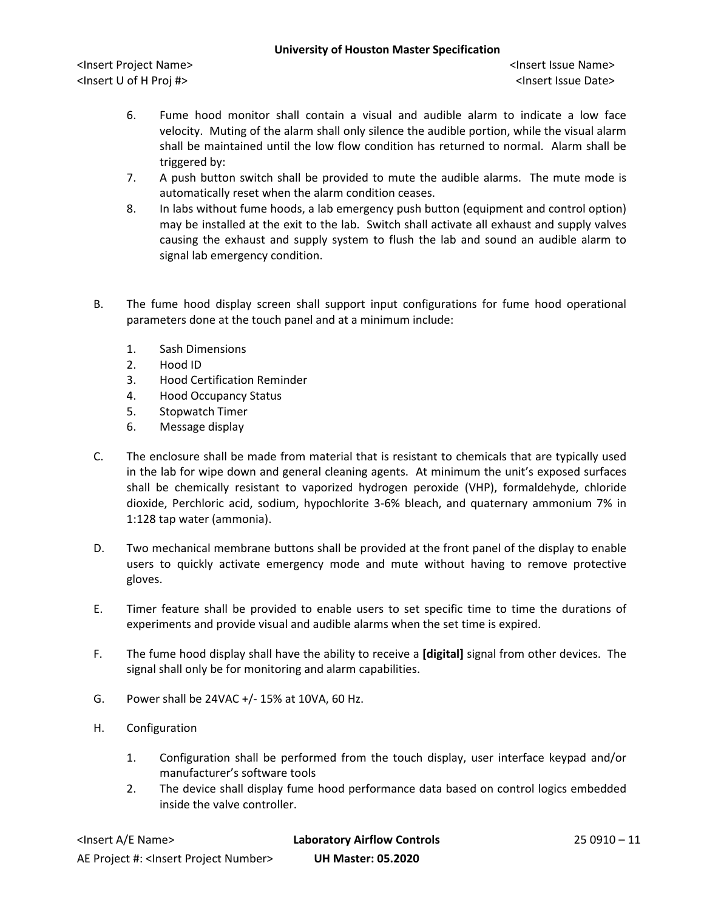6. Fume hood monitor shall contain a visual and audible alarm to indicate a low face velocity. Muting of the alarm shall only silence the audible portion, while the visual alarm shall be maintained until the low flow condition has returned to normal. Alarm shall be triggered by:
7. A push button switch shall be provided to mute the audible alarms. The mute mode is automatically reset when the alarm condition ceases.
8. In labs without fume hoods, a lab emergency push button (equipment and control option) may be installed at the exit to the lab. Switch shall activate all exhaust and supply valves causing the exhaust and supply system to flush the lab and sound an audible alarm to signal lab emergency condition.

B. The fume hood display screen shall support input configurations for fume hood operational parameters done at the touch panel and at a minimum include:

   1. Sash Dimensions
   2. Hood ID
   3. Hood Certification Reminder
   4. Hood Occupancy Status
   5. Stopwatch Timer
   6. Message display

C. The enclosure shall be made from material that is resistant to chemicals that are typically used in the lab for wipe down and general cleaning agents. At minimum the unit's exposed surfaces shall be chemically resistant to vaporized hydrogen peroxide (VHP), formaldehyde, chloride dioxide, Perchloric acid, sodium, hypochlorite 3-6% bleach, and quaternary ammonium 7% in 1:128 tap water (ammonia).

D. Two mechanical membrane buttons shall be provided at the front panel of the display to enable users to quickly activate emergency mode and mute without having to remove protective gloves.

E. Timer feature shall be provided to enable users to set specific time to time the durations of experiments and provide visual and audible alarms when the set time is expired.

F. The fume hood display shall have the ability to receive a **[digital]** signal from other devices. The signal shall only be for monitoring and alarm capabilities.

G. Power shall be 24VAC +/- 15% at 10VA, 60 Hz.

H. Configuration

   1. Configuration shall be performed from the touch display, user interface keypad and/or manufacturer's software tools
   2. The device shall display fume hood performance data based on control logics embedded inside the valve controller.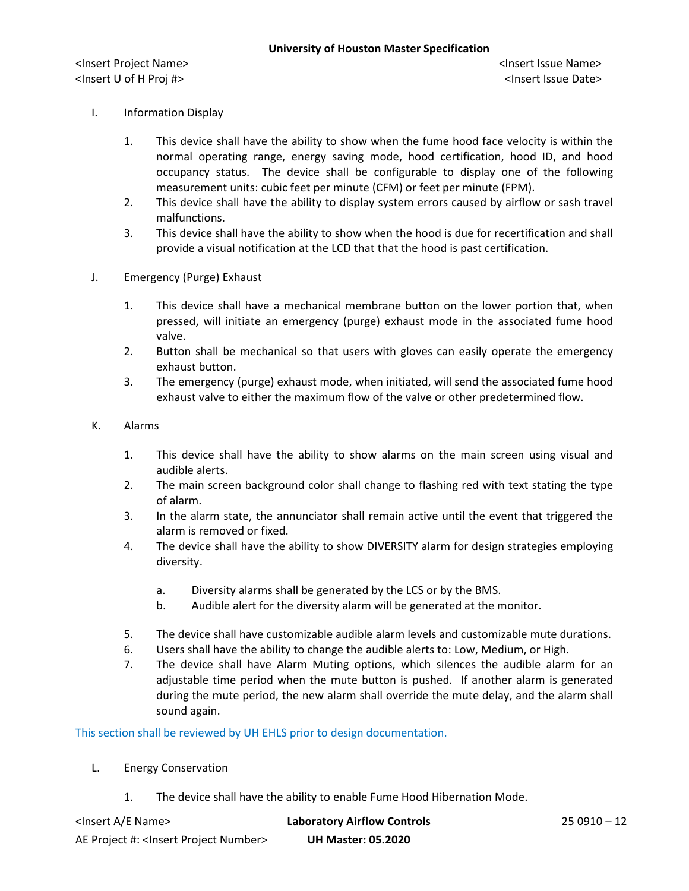I. Information Display

   1. This device shall have the ability to show when the fume hood face velocity is within the normal operating range, energy saving mode, hood certification, hood ID, and hood occupancy status. The device shall be configurable to display one of the following measurement units: cubic feet per minute (CFM) or feet per minute (FPM).
   2. This device shall have the ability to display system errors caused by airflow or sash travel malfunctions.
   3. This device shall have the ability to show when the hood is due for recertification and shall provide a visual notification at the LCD that that the hood is past certification.

J. Emergency (Purge) Exhaust

   1. This device shall have a mechanical membrane button on the lower portion that, when pressed, will initiate an emergency (purge) exhaust mode in the associated fume hood valve.
   2. Button shall be mechanical so that users with gloves can easily operate the emergency exhaust button.
   3. The emergency (purge) exhaust mode, when initiated, will send the associated fume hood exhaust valve to either the maximum flow of the valve or other predetermined flow.

K. Alarms

   1. This device shall have the ability to show alarms on the main screen using visual and audible alerts.
   2. The main screen background color shall change to flashing red with text stating the type of alarm.
   3. In the alarm state, the annunciator shall remain active until the event that triggered the alarm is removed or fixed.
   4. The device shall have the ability to show DIVERSITY alarm for design strategies employing diversity.

      a. Diversity alarms shall be generated by the LCS or by the BMS.
      b. Audible alert for the diversity alarm will be generated at the monitor.

   5. The device shall have customizable audible alarm levels and customizable mute durations.
   6. Users shall have the ability to change the audible alerts to: Low, Medium, or High.
   7. The device shall have Alarm Muting options, which silences the audible alarm for an adjustable time period when the mute button is pushed. If another alarm is generated during the mute period, the new alarm shall override the mute delay, and the alarm shall sound again.

This section shall be reviewed by UH EHLS prior to design documentation.

L. Energy Conservation

   1. The device shall have the ability to enable Fume Hood Hibernation Mode.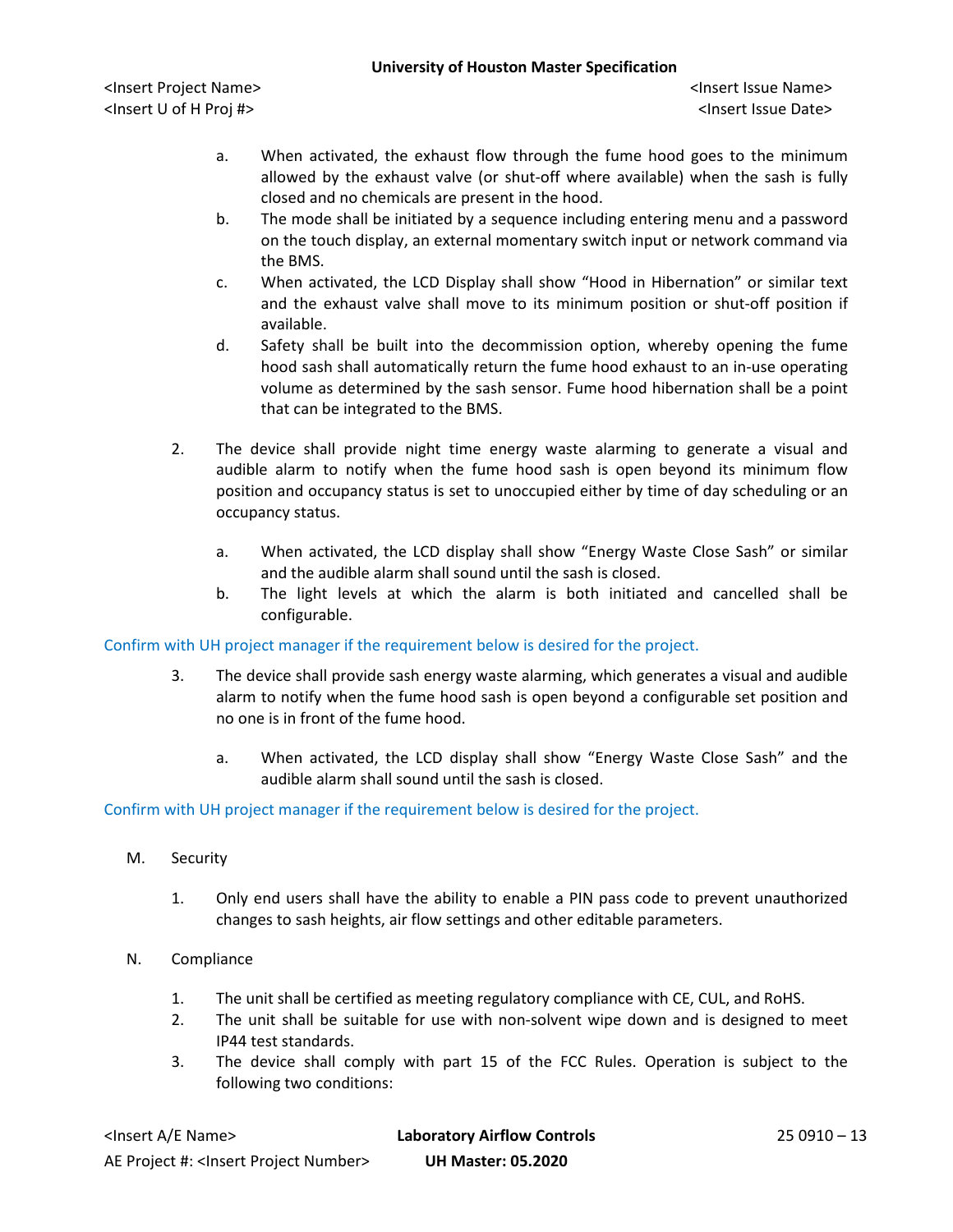a. When activated, the exhaust flow through the fume hood goes to the minimum allowed by the exhaust valve (or shut-off where available) when the sash is fully closed and no chemicals are present in the hood.

b. The mode shall be initiated by a sequence including entering menu and a password on the touch display, an external momentary switch input or network command via the BMS.

c. When activated, the LCD Display shall show "Hood in Hibernation" or similar text and the exhaust valve shall move to its minimum position or shut-off position if available.

d. Safety shall be built into the decommission option, whereby opening the fume hood sash shall automatically return the fume hood exhaust to an in-use operating volume as determined by the sash sensor. Fume hood hibernation shall be a point that can be integrated to the BMS.

2. The device shall provide night time energy waste alarming to generate a visual and audible alarm to notify when the fume hood sash is open beyond its minimum flow position and occupancy status is set to unoccupied either by time of day scheduling or an occupancy status.

   a. When activated, the LCD display shall show "Energy Waste Close Sash" or similar and the audible alarm shall sound until the sash is closed.

   b. The light levels at which the alarm is both initiated and cancelled shall be configurable.

Confirm with UH project manager if the requirement below is desired for the project.

3. The device shall provide sash energy waste alarming, which generates a visual and audible alarm to notify when the fume hood sash is open beyond a configurable set position and no one is in front of the fume hood.

   a. When activated, the LCD display shall show "Energy Waste Close Sash" and the audible alarm shall sound until the sash is closed.

Confirm with UH project manager if the requirement below is desired for the project.

M. Security

1. Only end users shall have the ability to enable a PIN pass code to prevent unauthorized changes to sash heights, air flow settings and other editable parameters.

N. Compliance

1. The unit shall be certified as meeting regulatory compliance with CE, CUL, and RoHS.
2. The unit shall be suitable for use with non-solvent wipe down and is designed to meet IP44 test standards.
3. The device shall comply with part 15 of the FCC Rules. Operation is subject to the following two conditions: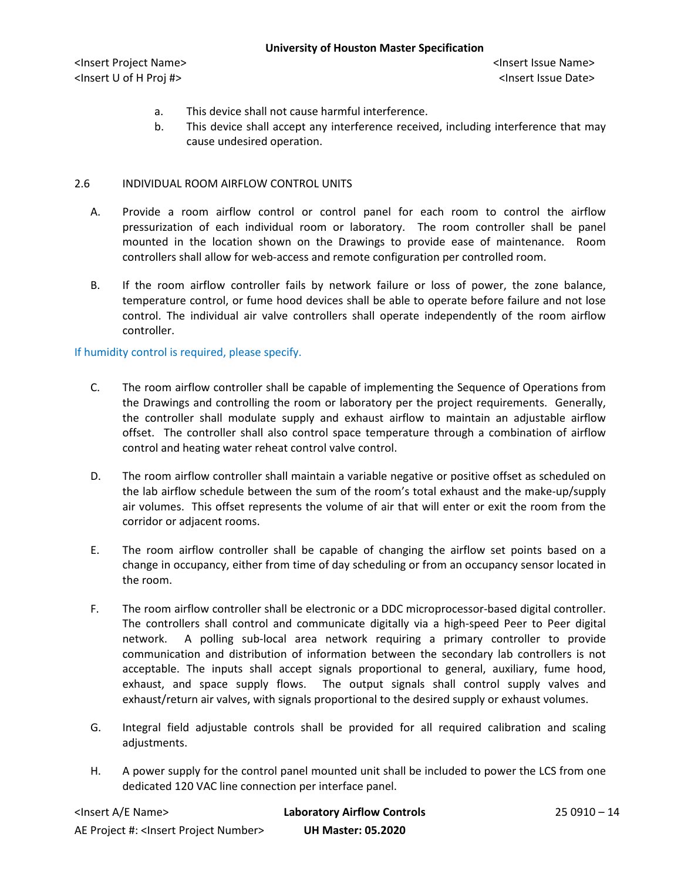a. This device shall not cause harmful interference.
b. This device shall accept any interference received, including interference that may cause undesired operation.

2.6 INDIVIDUAL ROOM AIRFLOW CONTROL UNITS

A. Provide a room airflow control or control panel for each room to control the airflow pressurization of each individual room or laboratory. The room controller shall be panel mounted in the location shown on the Drawings to provide ease of maintenance. Room controllers shall allow for web-access and remote configuration per controlled room.

B. If the room airflow controller fails by network failure or loss of power, the zone balance, temperature control, or fume hood devices shall be able to operate before failure and not lose control. The individual air valve controllers shall operate independently of the room airflow controller.

If humidity control is required, please specify.

C. The room airflow controller shall be capable of implementing the Sequence of Operations from the Drawings and controlling the room or laboratory per the project requirements. Generally, the controller shall modulate supply and exhaust airflow to maintain an adjustable airflow offset. The controller shall also control space temperature through a combination of airflow control and heating water reheat control valve control.

D. The room airflow controller shall maintain a variable negative or positive offset as scheduled on the lab airflow schedule between the sum of the room's total exhaust and the make-up/supply air volumes. This offset represents the volume of air that will enter or exit the room from the corridor or adjacent rooms.

E. The room airflow controller shall be capable of changing the airflow set points based on a change in occupancy, either from time of day scheduling or from an occupancy sensor located in the room.

F. The room airflow controller shall be electronic or a DDC microprocessor-based digital controller. The controllers shall control and communicate digitally via a high-speed Peer to Peer digital network. A polling sub-local area network requiring a primary controller to provide communication and distribution of information between the secondary lab controllers is not acceptable. The inputs shall accept signals proportional to general, auxiliary, fume hood, exhaust, and space supply flows. The output signals shall control supply valves and exhaust/return air valves, with signals proportional to the desired supply or exhaust volumes.

G. Integral field adjustable controls shall be provided for all required calibration and scaling adjustments.

H. A power supply for the control panel mounted unit shall be included to power the LCS from one dedicated 120 VAC line connection per interface panel.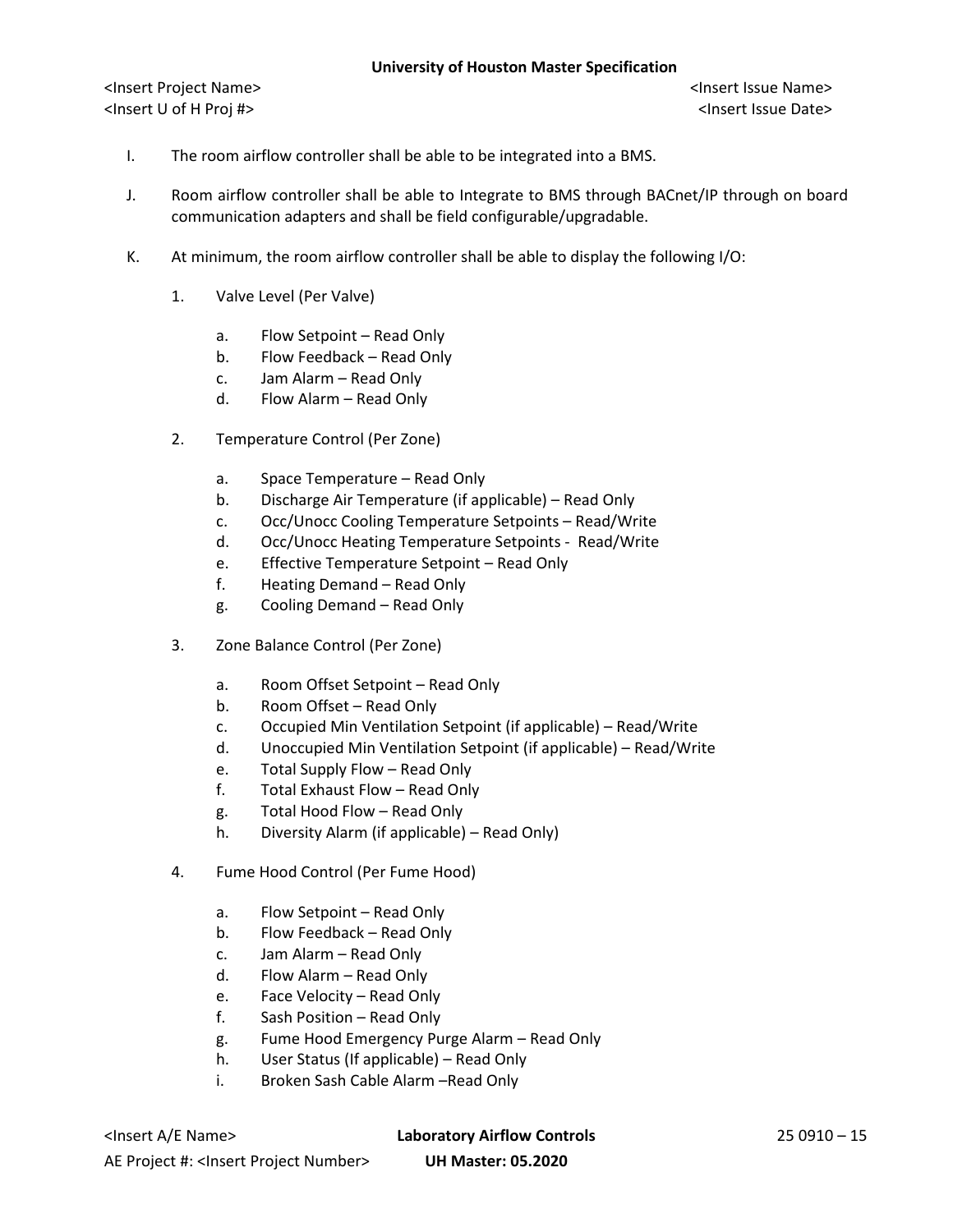I. The room airflow controller shall be able to be integrated into a BMS.

J. Room airflow controller shall be able to Integrate to BMS through BACnet/IP through on board communication adapters and shall be field configurable/upgradable.

K. At minimum, the room airflow controller shall be able to display the following I/O:

1. Valve Level (Per Valve)

   a. Flow Setpoint – Read Only
   b. Flow Feedback – Read Only
   c. Jam Alarm – Read Only
   d. Flow Alarm – Read Only

2. Temperature Control (Per Zone)

   a. Space Temperature – Read Only
   b. Discharge Air Temperature (if applicable) – Read Only
   c. Occ/Unocc Cooling Temperature Setpoints – Read/Write
   d. Occ/Unocc Heating Temperature Setpoints - Read/Write
   e. Effective Temperature Setpoint – Read Only
   f. Heating Demand – Read Only
   g. Cooling Demand – Read Only

3. Zone Balance Control (Per Zone)

   a. Room Offset Setpoint – Read Only
   b. Room Offset – Read Only
   c. Occupied Min Ventilation Setpoint (if applicable) – Read/Write
   d. Unoccupied Min Ventilation Setpoint (if applicable) – Read/Write
   e. Total Supply Flow – Read Only
   f. Total Exhaust Flow – Read Only
   g. Total Hood Flow – Read Only
   h. Diversity Alarm (if applicable) – Read Only)

4. Fume Hood Control (Per Fume Hood)

   a. Flow Setpoint – Read Only
   b. Flow Feedback – Read Only
   c. Jam Alarm – Read Only
   d. Flow Alarm – Read Only
   e. Face Velocity – Read Only
   f. Sash Position – Read Only
   g. Fume Hood Emergency Purge Alarm – Read Only
   h. User Status (If applicable) – Read Only
   i. Broken Sash Cable Alarm –Read Only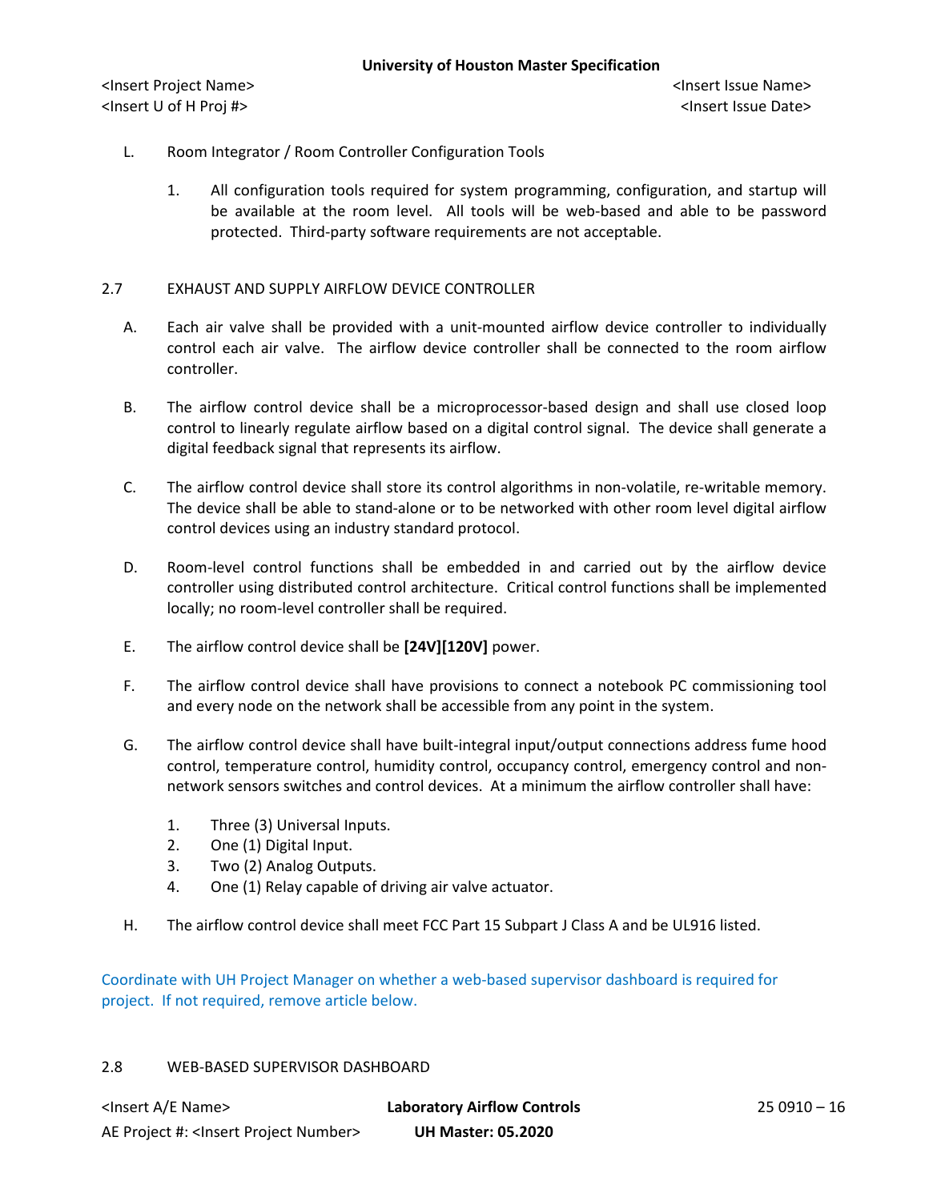L. Room Integrator / Room Controller Configuration Tools

1. All configuration tools required for system programming, configuration, and startup will be available at the room level. All tools will be web-based and able to be password protected. Third-party software requirements are not acceptable.

## 2.7 EXHAUST AND SUPPLY AIRFLOW DEVICE CONTROLLER

A. Each air valve shall be provided with a unit-mounted airflow device controller to individually control each air valve. The airflow device controller shall be connected to the room airflow controller.

B. The airflow control device shall be a microprocessor-based design and shall use closed loop control to linearly regulate airflow based on a digital control signal. The device shall generate a digital feedback signal that represents its airflow.

C. The airflow control device shall store its control algorithms in non-volatile, re-writable memory. The device shall be able to stand-alone or to be networked with other room level digital airflow control devices using an industry standard protocol.

D. Room-level control functions shall be embedded in and carried out by the airflow device controller using distributed control architecture. Critical control functions shall be implemented locally; no room-level controller shall be required.

E. The airflow control device shall be **[24V][120V]** power.

F. The airflow control device shall have provisions to connect a notebook PC commissioning tool and every node on the network shall be accessible from any point in the system.

G. The airflow control device shall have built-integral input/output connections address fume hood control, temperature control, humidity control, occupancy control, emergency control and non-network sensors switches and control devices. At a minimum the airflow controller shall have:

1. Three (3) Universal Inputs.
2. One (1) Digital Input.
3. Two (2) Analog Outputs.
4. One (1) Relay capable of driving air valve actuator.

H. The airflow control device shall meet FCC Part 15 Subpart J Class A and be UL916 listed.

Coordinate with UH Project Manager on whether a web-based supervisor dashboard is required for project. If not required, remove article below.

## 2.8 WEB-BASED SUPERVISOR DASHBOARD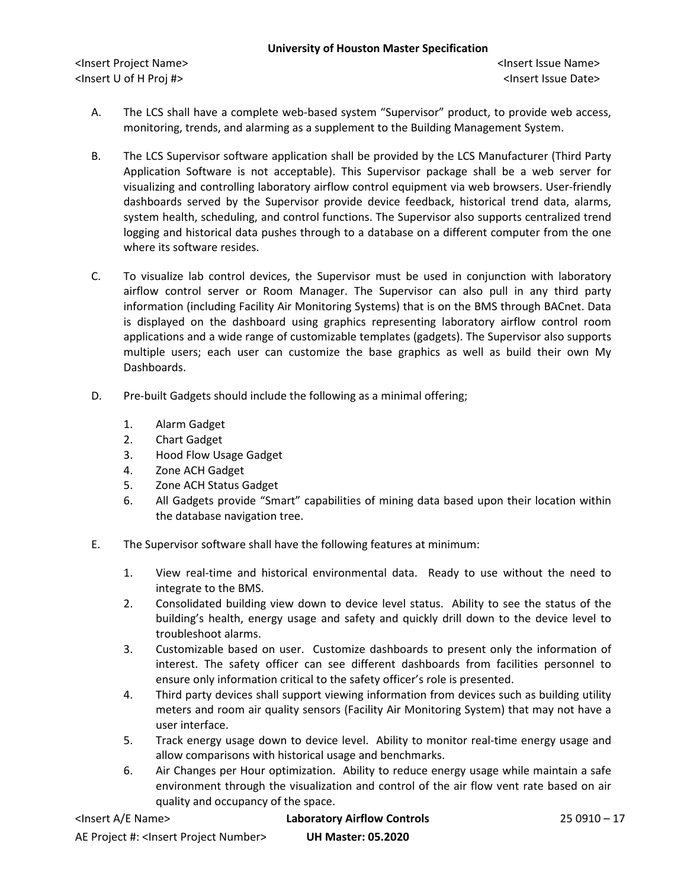A. The LCS shall have a complete web-based system "Supervisor" product, to provide web access, monitoring, trends, and alarming as a supplement to the Building Management System.

B. The LCS Supervisor software application shall be provided by the LCS Manufacturer (Third Party Application Software is not acceptable). This Supervisor package shall be a web server for visualizing and controlling laboratory airflow control equipment via web browsers. User-friendly dashboards served by the Supervisor provide device feedback, historical trend data, alarms, system health, scheduling, and control functions. The Supervisor also supports centralized trend logging and historical data pushes through to a database on a different computer from the one where its software resides.

C. To visualize lab control devices, the Supervisor must be used in conjunction with laboratory airflow control server or Room Manager. The Supervisor can also pull in any third party information (including Facility Air Monitoring Systems) that is on the BMS through BACnet. Data is displayed on the dashboard using graphics representing laboratory airflow control room applications and a wide range of customizable templates (gadgets). The Supervisor also supports multiple users; each user can customize the base graphics as well as build their own My Dashboards.

D. Pre-built Gadgets should include the following as a minimal offering;

1. Alarm Gadget
2. Chart Gadget
3. Hood Flow Usage Gadget
4. Zone ACH Gadget
5. Zone ACH Status Gadget
6. All Gadgets provide "Smart" capabilities of mining data based upon their location within the database navigation tree.

E. The Supervisor software shall have the following features at minimum:

1. View real-time and historical environmental data. Ready to use without the need to integrate to the BMS.
2. Consolidated building view down to device level status. Ability to see the status of the building's health, energy usage and safety and quickly drill down to the device level to troubleshoot alarms.
3. Customizable based on user. Customize dashboards to present only the information of interest. The safety officer can see different dashboards from facilities personnel to ensure only information critical to the safety officer's role is presented.
4. Third party devices shall support viewing information from devices such as building utility meters and room air quality sensors (Facility Air Monitoring System) that may not have a user interface.
5. Track energy usage down to device level. Ability to monitor real-time energy usage and allow comparisons with historical usage and benchmarks.
6. Air Changes per Hour optimization. Ability to reduce energy usage while maintain a safe environment through the visualization and control of the air flow vent rate based on air quality and occupancy of the space.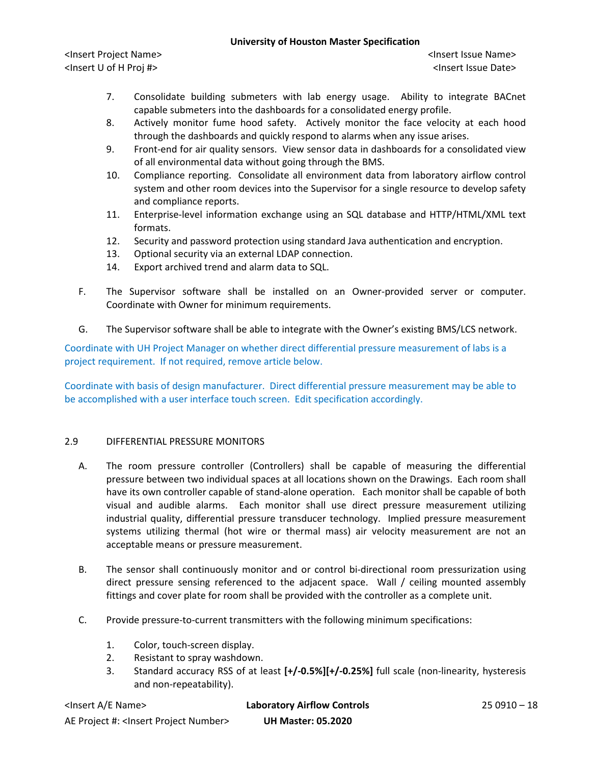7. Consolidate building submeters with lab energy usage. Ability to integrate BACnet capable submeters into the dashboards for a consolidated energy profile.
8. Actively monitor fume hood safety. Actively monitor the face velocity at each hood through the dashboards and quickly respond to alarms when any issue arises.
9. Front-end for air quality sensors. View sensor data in dashboards for a consolidated view of all environmental data without going through the BMS.
10. Compliance reporting. Consolidate all environment data from laboratory airflow control system and other room devices into the Supervisor for a single resource to develop safety and compliance reports.
11. Enterprise-level information exchange using an SQL database and HTTP/HTML/XML text formats.
12. Security and password protection using standard Java authentication and encryption.
13. Optional security via an external LDAP connection.
14. Export archived trend and alarm data to SQL.

F. The Supervisor software shall be installed on an Owner-provided server or computer. Coordinate with Owner for minimum requirements.

G. The Supervisor software shall be able to integrate with the Owner's existing BMS/LCS network.

Coordinate with UH Project Manager on whether direct differential pressure measurement of labs is a project requirement. If not required, remove article below.

Coordinate with basis of design manufacturer. Direct differential pressure measurement may be able to be accomplished with a user interface touch screen. Edit specification accordingly.

## 2.9 DIFFERENTIAL PRESSURE MONITORS

A. The room pressure controller (Controllers) shall be capable of measuring the differential pressure between two individual spaces at all locations shown on the Drawings. Each room shall have its own controller capable of stand-alone operation. Each monitor shall be capable of both visual and audible alarms. Each monitor shall use direct pressure measurement utilizing industrial quality, differential pressure transducer technology. Implied pressure measurement systems utilizing thermal (hot wire or thermal mass) air velocity measurement are not an acceptable means or pressure measurement.

B. The sensor shall continuously monitor and or control bi-directional room pressurization using direct pressure sensing referenced to the adjacent space. Wall / ceiling mounted assembly fittings and cover plate for room shall be provided with the controller as a complete unit.

C. Provide pressure-to-current transmitters with the following minimum specifications:

1. Color, touch-screen display.
2. Resistant to spray washdown.
3. Standard accuracy RSS of at least **[+/-0.5%][+/-0.25%]** full scale (non-linearity, hysteresis and non-repeatability).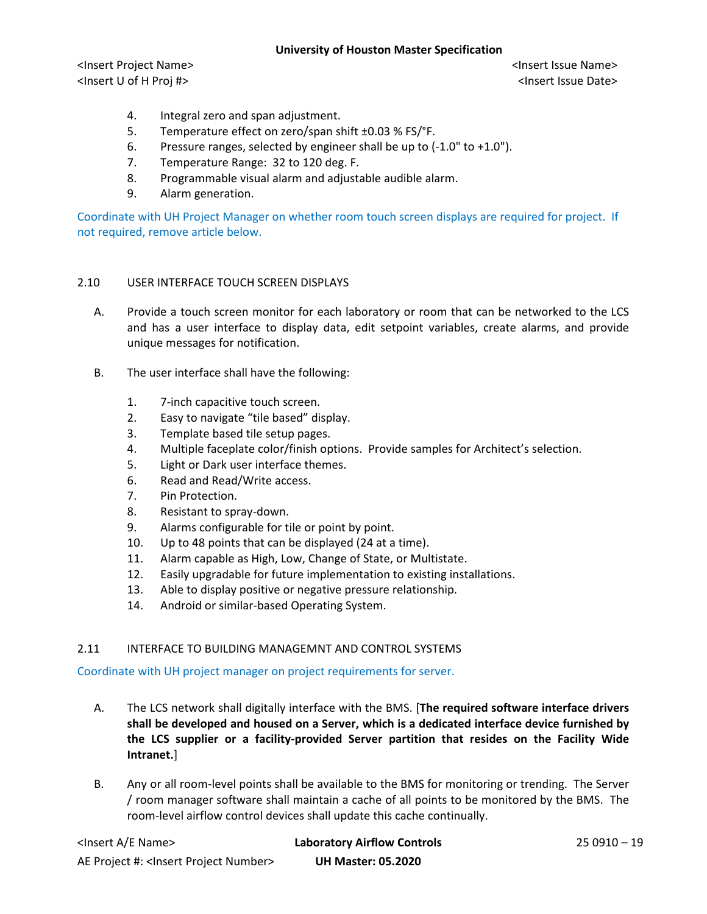4. Integral zero and span adjustment.
5. Temperature effect on zero/span shift ±0.03 % FS/°F.
6. Pressure ranges, selected by engineer shall be up to (-1.0" to +1.0").
7. Temperature Range: 32 to 120 deg. F.
8. Programmable visual alarm and adjustable audible alarm.
9. Alarm generation.

Coordinate with UH Project Manager on whether room touch screen displays are required for project. If not required, remove article below.

## 2.10 USER INTERFACE TOUCH SCREEN DISPLAYS

A. Provide a touch screen monitor for each laboratory or room that can be networked to the LCS and has a user interface to display data, edit setpoint variables, create alarms, and provide unique messages for notification.

B. The user interface shall have the following:

1. 7-inch capacitive touch screen.
2. Easy to navigate "tile based" display.
3. Template based tile setup pages.
4. Multiple faceplate color/finish options. Provide samples for Architect's selection.
5. Light or Dark user interface themes.
6. Read and Read/Write access.
7. Pin Protection.
8. Resistant to spray-down.
9. Alarms configurable for tile or point by point.
10. Up to 48 points that can be displayed (24 at a time).
11. Alarm capable as High, Low, Change of State, or Multistate.
12. Easily upgradable for future implementation to existing installations.
13. Able to display positive or negative pressure relationship.
14. Android or similar-based Operating System.

## 2.11 INTERFACE TO BUILDING MANAGEMNT AND CONTROL SYSTEMS

Coordinate with UH project manager on project requirements for server.

A. The LCS network shall digitally interface with the BMS. [**The required software interface drivers shall be developed and housed on a Server, which is a dedicated interface device furnished by the LCS supplier or a facility-provided Server partition that resides on the Facility Wide Intranet.**]

B. Any or all room-level points shall be available to the BMS for monitoring or trending. The Server / room manager software shall maintain a cache of all points to be monitored by the BMS. The room-level airflow control devices shall update this cache continually.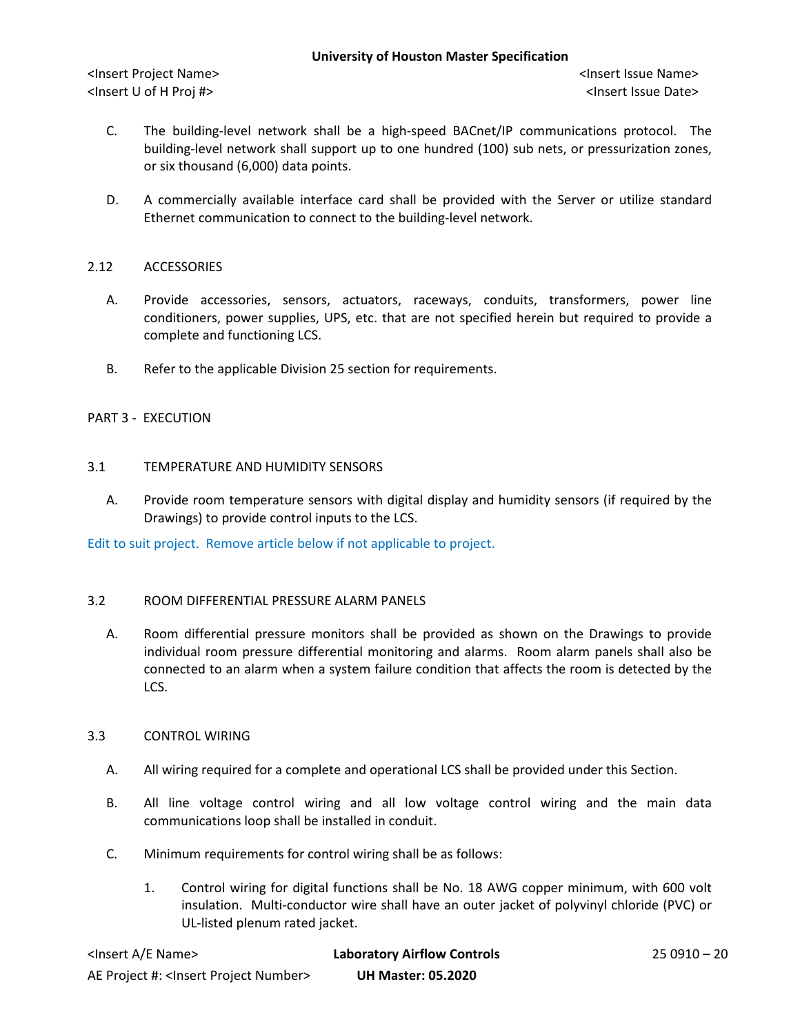C. The building-level network shall be a high-speed BACnet/IP communications protocol. The building-level network shall support up to one hundred (100) sub nets, or pressurization zones, or six thousand (6,000) data points.

D. A commercially available interface card shall be provided with the Server or utilize standard Ethernet communication to connect to the building-level network.

## 2.12 ACCESSORIES

A. Provide accessories, sensors, actuators, raceways, conduits, transformers, power line conditioners, power supplies, UPS, etc. that are not specified herein but required to provide a complete and functioning LCS.

B. Refer to the applicable Division 25 section for requirements.

# PART 3 - EXECUTION

## 3.1 TEMPERATURE AND HUMIDITY SENSORS

A. Provide room temperature sensors with digital display and humidity sensors (if required by the Drawings) to provide control inputs to the LCS.

Edit to suit project. Remove article below if not applicable to project.

## 3.2 ROOM DIFFERENTIAL PRESSURE ALARM PANELS

A. Room differential pressure monitors shall be provided as shown on the Drawings to provide individual room pressure differential monitoring and alarms. Room alarm panels shall also be connected to an alarm when a system failure condition that affects the room is detected by the LCS.

## 3.3 CONTROL WIRING

A. All wiring required for a complete and operational LCS shall be provided under this Section.

B. All line voltage control wiring and all low voltage control wiring and the main data communications loop shall be installed in conduit.

C. Minimum requirements for control wiring shall be as follows:

1. Control wiring for digital functions shall be No. 18 AWG copper minimum, with 600 volt insulation. Multi-conductor wire shall have an outer jacket of polyvinyl chloride (PVC) or UL-listed plenum rated jacket.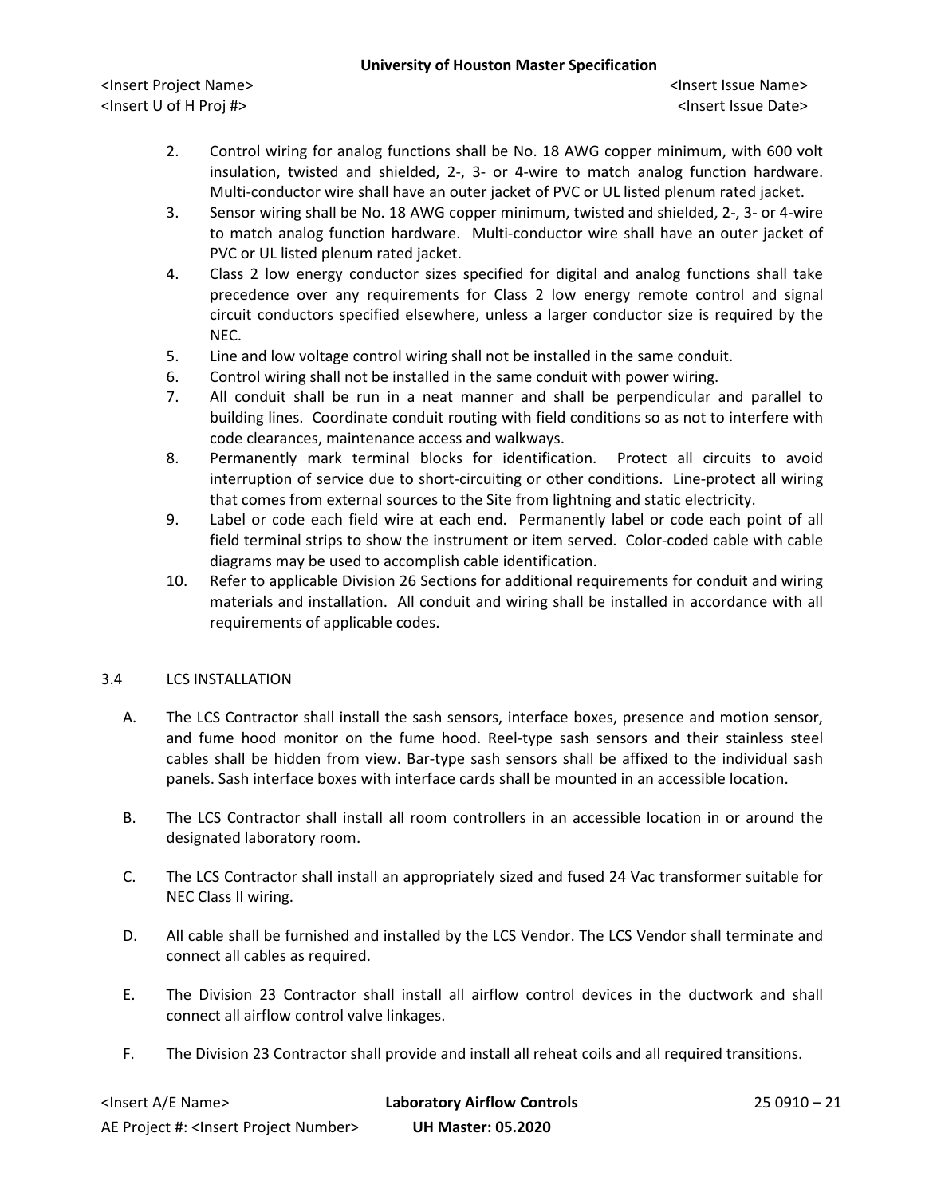2. Control wiring for analog functions shall be No. 18 AWG copper minimum, with 600 volt insulation, twisted and shielded, 2-, 3- or 4-wire to match analog function hardware. Multi-conductor wire shall have an outer jacket of PVC or UL listed plenum rated jacket.
3. Sensor wiring shall be No. 18 AWG copper minimum, twisted and shielded, 2-, 3- or 4-wire to match analog function hardware. Multi-conductor wire shall have an outer jacket of PVC or UL listed plenum rated jacket.
4. Class 2 low energy conductor sizes specified for digital and analog functions shall take precedence over any requirements for Class 2 low energy remote control and signal circuit conductors specified elsewhere, unless a larger conductor size is required by the NEC.
5. Line and low voltage control wiring shall not be installed in the same conduit.
6. Control wiring shall not be installed in the same conduit with power wiring.
7. All conduit shall be run in a neat manner and shall be perpendicular and parallel to building lines. Coordinate conduit routing with field conditions so as not to interfere with code clearances, maintenance access and walkways.
8. Permanently mark terminal blocks for identification. Protect all circuits to avoid interruption of service due to short-circuiting or other conditions. Line-protect all wiring that comes from external sources to the Site from lightning and static electricity.
9. Label or code each field wire at each end. Permanently label or code each point of all field terminal strips to show the instrument or item served. Color-coded cable with cable diagrams may be used to accomplish cable identification.
10. Refer to applicable Division 26 Sections for additional requirements for conduit and wiring materials and installation. All conduit and wiring shall be installed in accordance with all requirements of applicable codes.

## 3.4 LCS INSTALLATION

A. The LCS Contractor shall install the sash sensors, interface boxes, presence and motion sensor, and fume hood monitor on the fume hood. Reel-type sash sensors and their stainless steel cables shall be hidden from view. Bar-type sash sensors shall be affixed to the individual sash panels. Sash interface boxes with interface cards shall be mounted in an accessible location.

B. The LCS Contractor shall install all room controllers in an accessible location in or around the designated laboratory room.

C. The LCS Contractor shall install an appropriately sized and fused 24 Vac transformer suitable for NEC Class II wiring.

D. All cable shall be furnished and installed by the LCS Vendor. The LCS Vendor shall terminate and connect all cables as required.

E. The Division 23 Contractor shall install all airflow control devices in the ductwork and shall connect all airflow control valve linkages.

F. The Division 23 Contractor shall provide and install all reheat coils and all required transitions.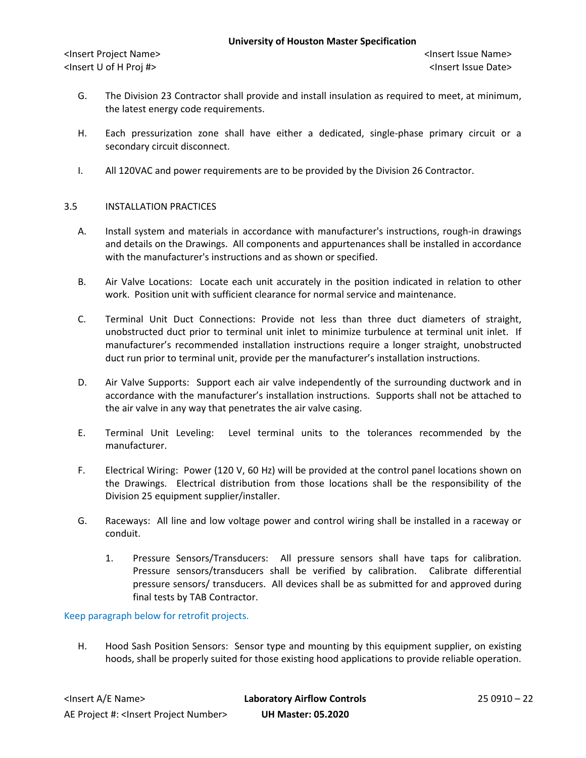G. The Division 23 Contractor shall provide and install insulation as required to meet, at minimum, the latest energy code requirements.

H. Each pressurization zone shall have either a dedicated, single-phase primary circuit or a secondary circuit disconnect.

I. All 120VAC and power requirements are to be provided by the Division 26 Contractor.

3.5 INSTALLATION PRACTICES

A. Install system and materials in accordance with manufacturer's instructions, rough-in drawings and details on the Drawings. All components and appurtenances shall be installed in accordance with the manufacturer's instructions and as shown or specified.

B. Air Valve Locations: Locate each unit accurately in the position indicated in relation to other work. Position unit with sufficient clearance for normal service and maintenance.

C. Terminal Unit Duct Connections: Provide not less than three duct diameters of straight, unobstructed duct prior to terminal unit inlet to minimize turbulence at terminal unit inlet. If manufacturer's recommended installation instructions require a longer straight, unobstructed duct run prior to terminal unit, provide per the manufacturer's installation instructions.

D. Air Valve Supports: Support each air valve independently of the surrounding ductwork and in accordance with the manufacturer's installation instructions. Supports shall not be attached to the air valve in any way that penetrates the air valve casing.

E. Terminal Unit Leveling: Level terminal units to the tolerances recommended by the manufacturer.

F. Electrical Wiring: Power (120 V, 60 Hz) will be provided at the control panel locations shown on the Drawings. Electrical distribution from those locations shall be the responsibility of the Division 25 equipment supplier/installer.

G. Raceways: All line and low voltage power and control wiring shall be installed in a raceway or conduit.

1. Pressure Sensors/Transducers: All pressure sensors shall have taps for calibration. Pressure sensors/transducers shall be verified by calibration. Calibrate differential pressure sensors/ transducers. All devices shall be as submitted for and approved during final tests by TAB Contractor.

Keep paragraph below for retrofit projects.

H. Hood Sash Position Sensors: Sensor type and mounting by this equipment supplier, on existing hoods, shall be properly suited for those existing hood applications to provide reliable operation.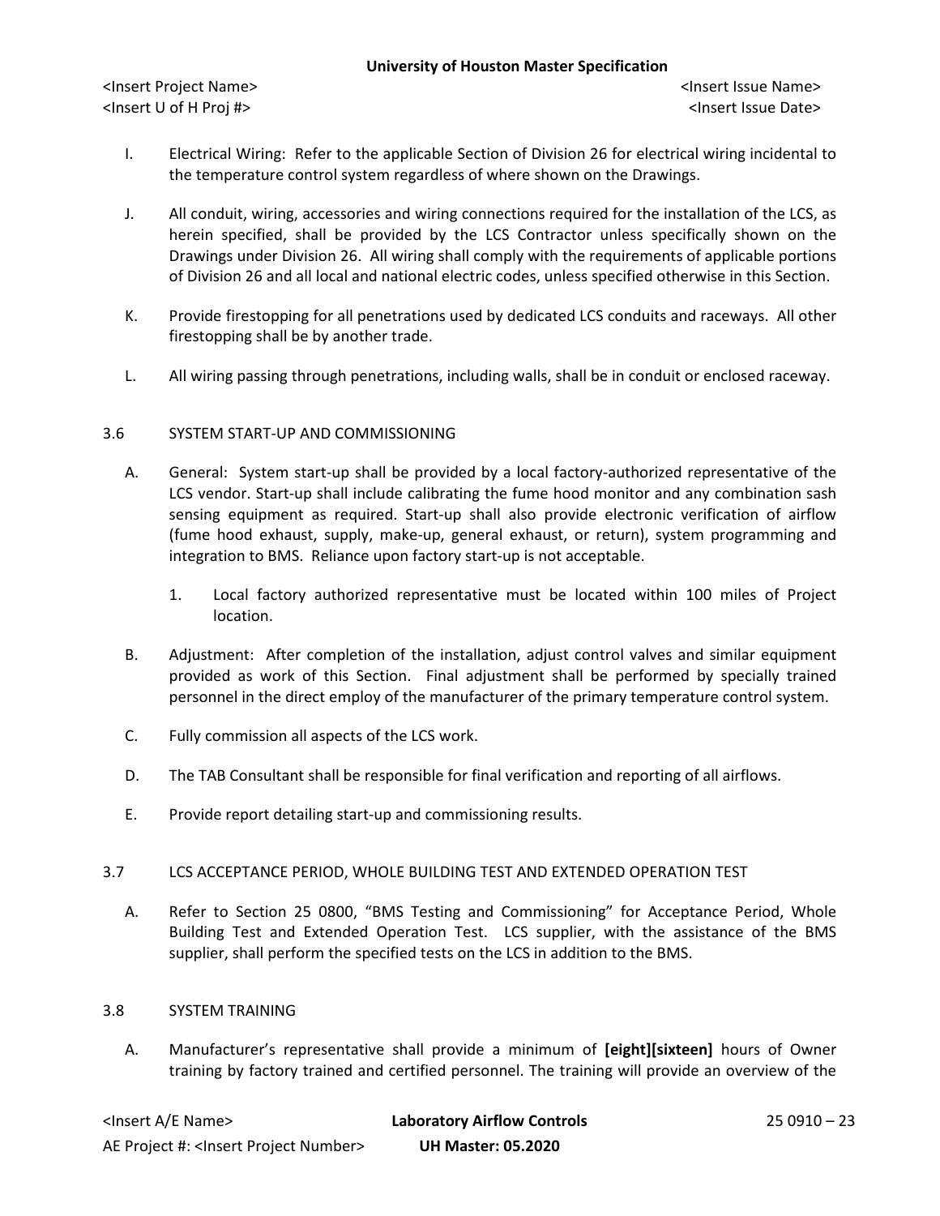I. Electrical Wiring: Refer to the applicable Section of Division 26 for electrical wiring incidental to the temperature control system regardless of where shown on the Drawings.

J. All conduit, wiring, accessories and wiring connections required for the installation of the LCS, as herein specified, shall be provided by the LCS Contractor unless specifically shown on the Drawings under Division 26. All wiring shall comply with the requirements of applicable portions of Division 26 and all local and national electric codes, unless specified otherwise in this Section.

K. Provide firestopping for all penetrations used by dedicated LCS conduits and raceways. All other firestopping shall be by another trade.

L. All wiring passing through penetrations, including walls, shall be in conduit or enclosed raceway.

## 3.6 SYSTEM START-UP AND COMMISSIONING

A. General: System start-up shall be provided by a local factory-authorized representative of the LCS vendor. Start-up shall include calibrating the fume hood monitor and any combination sash sensing equipment as required. Start-up shall also provide electronic verification of airflow (fume hood exhaust, supply, make-up, general exhaust, or return), system programming and integration to BMS. Reliance upon factory start-up is not acceptable.

   1. Local factory authorized representative must be located within 100 miles of Project location.

B. Adjustment: After completion of the installation, adjust control valves and similar equipment provided as work of this Section. Final adjustment shall be performed by specially trained personnel in the direct employ of the manufacturer of the primary temperature control system.

C. Fully commission all aspects of the LCS work.

D. The TAB Consultant shall be responsible for final verification and reporting of all airflows.

E. Provide report detailing start-up and commissioning results.

## 3.7 LCS ACCEPTANCE PERIOD, WHOLE BUILDING TEST AND EXTENDED OPERATION TEST

A. Refer to Section 25 0800, "BMS Testing and Commissioning" for Acceptance Period, Whole Building Test and Extended Operation Test. LCS supplier, with the assistance of the BMS supplier, shall perform the specified tests on the LCS in addition to the BMS.

## 3.8 SYSTEM TRAINING

A. Manufacturer's representative shall provide a minimum of **[eight][sixteen]** hours of Owner training by factory trained and certified personnel. The training will provide an overview of the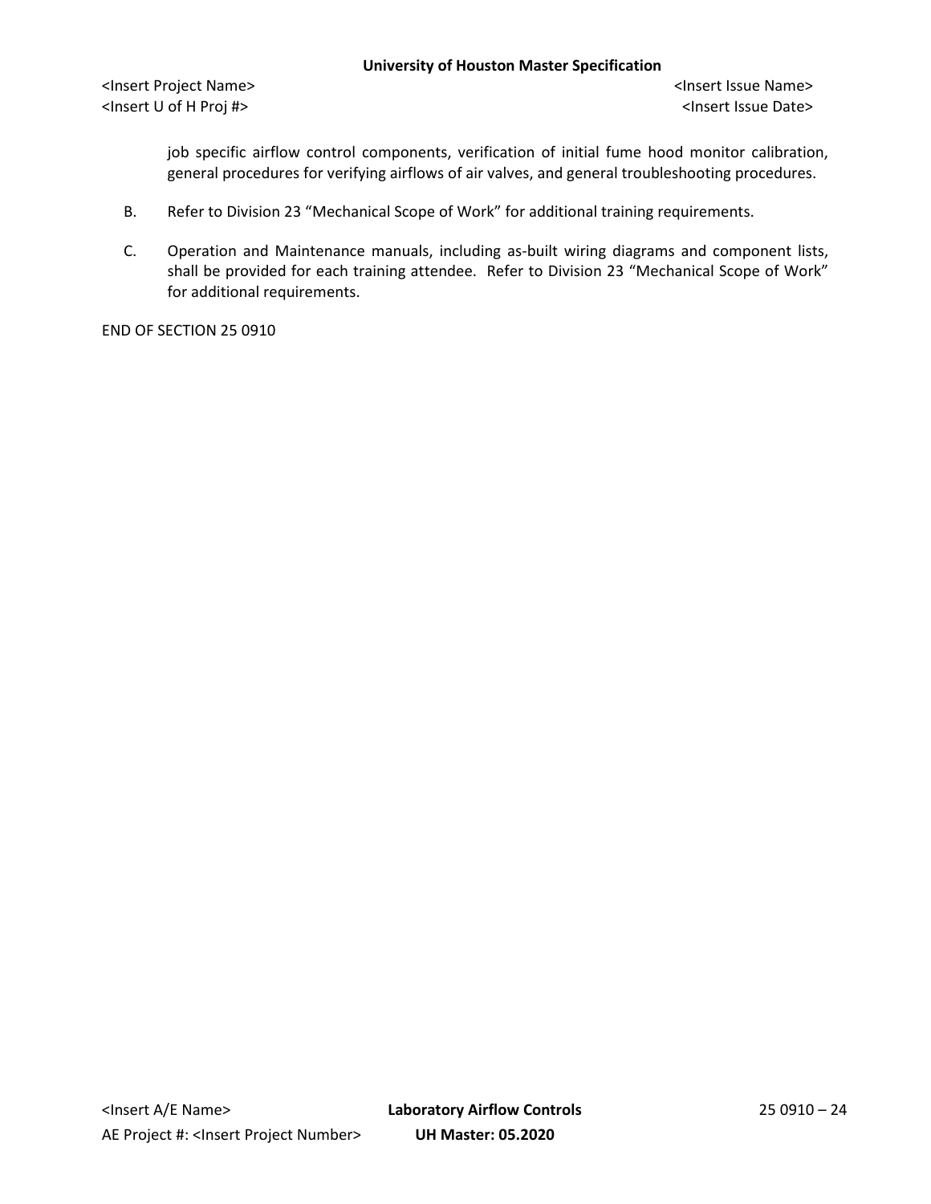job specific airflow control components, verification of initial fume hood monitor calibration, general procedures for verifying airflows of air valves, and general troubleshooting procedures.

B. Refer to Division 23 "Mechanical Scope of Work" for additional training requirements.

C. Operation and Maintenance manuals, including as-built wiring diagrams and component lists, shall be provided for each training attendee. Refer to Division 23 "Mechanical Scope of Work" for additional requirements.

END OF SECTION 25 0910